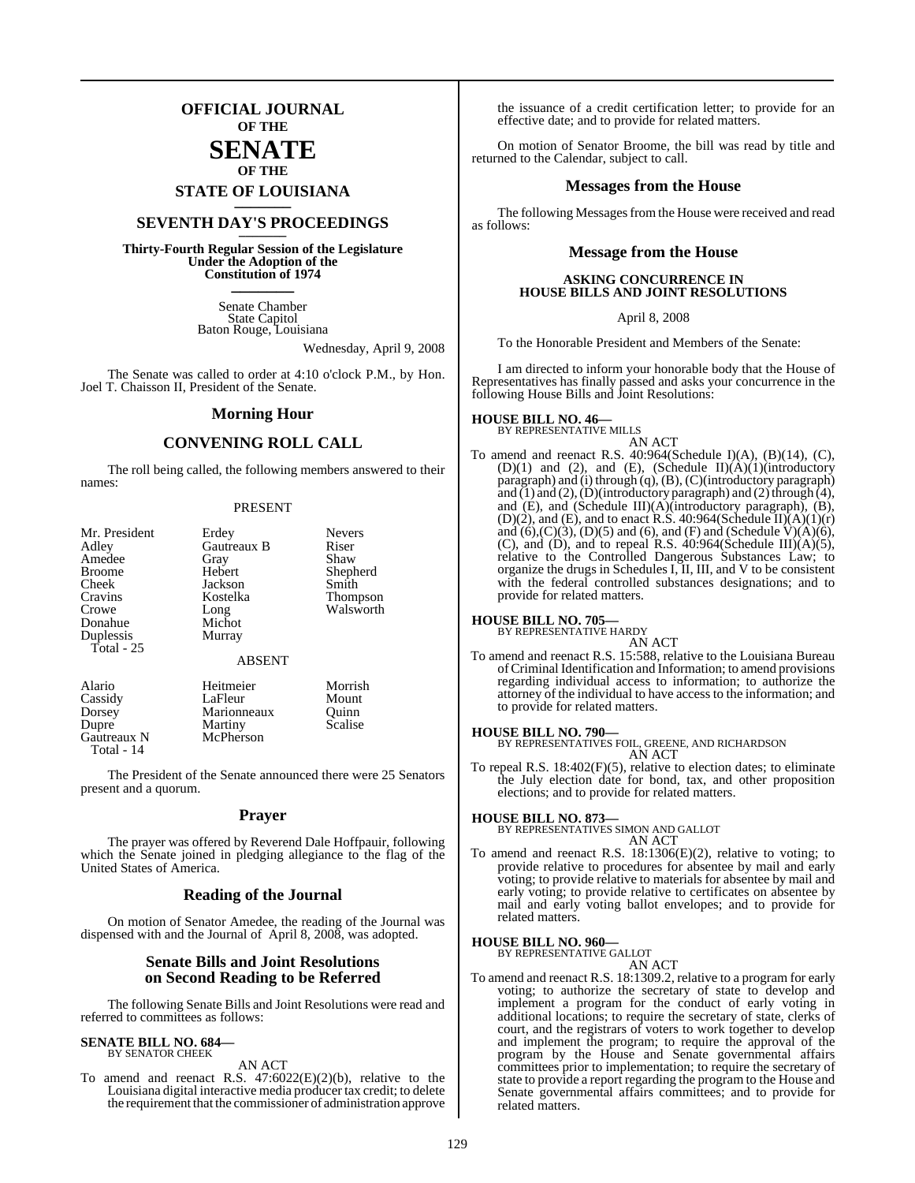# OFFICIAL JOURNAL
OF THE
# SENATE
OF THE
## STATE OF LOUISIANA

## SEVENTH DAY'S PROCEEDINGS

**Thirty-Fourth Regular Session of the Legislature Under the Adoption of the Constitution of 1974**

Senate Chamber
State Capitol
Baton Rouge, Louisiana

Wednesday, April 9, 2008

The Senate was called to order at 4:10 o'clock P.M., by Hon. Joel T. Chaisson II, President of the Senate.

## Morning Hour

## CONVENING ROLL CALL

The roll being called, the following members answered to their names:

PRESENT

| | | |
|---|---|---|
| Mr. President | Erdey | Nevers |
| Adley | Gautreaux B | Riser |
| Amedee | Gray | Shaw |
| Broome | Hebert | Shepherd |
| Cheek | Jackson | Smith |
| Cravins | Kostelka | Thompson |
| Crowe | Long | Walsworth |
| Donahue | Michot | |
| Duplessis | Murray | |
| Total - 25 | | |

ABSENT

| | | |
|---|---|---|
| Alario | Heitmeier | Morrish |
| Cassidy | LaFleur | Mount |
| Dorsey | Marionneaux | Quinn |
| Dupre | Martiny | Scalise |
| Gautreaux N | McPherson | |
| Total - 14 | | |

The President of the Senate announced there were 25 Senators present and a quorum.

## Prayer

The prayer was offered by Reverend Dale Hoffpauir, following which the Senate joined in pledging allegiance to the flag of the United States of America.

## Reading of the Journal

On motion of Senator Amedee, the reading of the Journal was dispensed with and the Journal of April 8, 2008, was adopted.

## Senate Bills and Joint Resolutions on Second Reading to be Referred

The following Senate Bills and Joint Resolutions were read and referred to committees as follows:

**SENATE BILL NO. 684—**
BY SENATOR CHEEK

AN ACT

To amend and reenact R.S. 47:6022(E)(2)(b), relative to the Louisiana digital interactive media producer tax credit; to delete the requirement that the commissioner of administration approve the issuance of a credit certification letter; to provide for an effective date; and to provide for related matters.

On motion of Senator Broome, the bill was read by title and returned to the Calendar, subject to call.

## Messages from the House

The following Messages from the House were received and read as follows:

## Message from the House

**ASKING CONCURRENCE IN HOUSE BILLS AND JOINT RESOLUTIONS**

April 8, 2008

To the Honorable President and Members of the Senate:

I am directed to inform your honorable body that the House of Representatives has finally passed and asks your concurrence in the following House Bills and Joint Resolutions:

**HOUSE BILL NO. 46—**
BY REPRESENTATIVE MILLS

AN ACT

To amend and reenact R.S. 40:964(Schedule I)(A), (B)(14), (C), (D)(1) and (2), and (E), (Schedule II)(A)(1)(introductory paragraph) and (i) through (q), (B), (C)(introductory paragraph) and (1) and (2), (D)(introductory paragraph) and (2) through (4), and (E), and (Schedule III)(A)(introductory paragraph), (B), (D)(2), and (E), and to enact R.S. 40:964(Schedule II)(A)(1)(r) and (6),(C)(3), (D)(5) and (6), and (F) and (Schedule V)(A)(6), (C), and (D), and to repeal R.S. 40:964(Schedule III)(A)(5), relative to the Controlled Dangerous Substances Law; to organize the drugs in Schedules I, II, III, and V to be consistent with the federal controlled substances designations; and to provide for related matters.

**HOUSE BILL NO. 705—**
BY REPRESENTATIVE HARDY

AN ACT

To amend and reenact R.S. 15:588, relative to the Louisiana Bureau of Criminal Identification and Information; to amend provisions regarding individual access to information; to authorize the attorney of the individual to have access to the information; and to provide for related matters.

**HOUSE BILL NO. 790—**
BY REPRESENTATIVES FOIL, GREENE, AND RICHARDSON

AN ACT

To repeal R.S. 18:402(F)(5), relative to election dates; to eliminate the July election date for bond, tax, and other proposition elections; and to provide for related matters.

**HOUSE BILL NO. 873—**
BY REPRESENTATIVES SIMON AND GALLOT

AN ACT

To amend and reenact R.S. 18:1306(E)(2), relative to voting; to provide relative to procedures for absentee by mail and early voting; to provide relative to materials for absentee by mail and early voting; to provide relative to certificates on absentee by mail and early voting ballot envelopes; and to provide for related matters.

**HOUSE BILL NO. 960—**
BY REPRESENTATIVE GALLOT

AN ACT

To amend and reenact R.S. 18:1309.2, relative to a program for early voting; to authorize the secretary of state to develop and implement a program for the conduct of early voting in additional locations; to require the secretary of state, clerks of court, and the registrars of voters to work together to develop and implement the program; to require the approval of the program by the House and Senate governmental affairs committees prior to implementation; to require the secretary of state to provide a report regarding the program to the House and Senate governmental affairs committees; and to provide for related matters.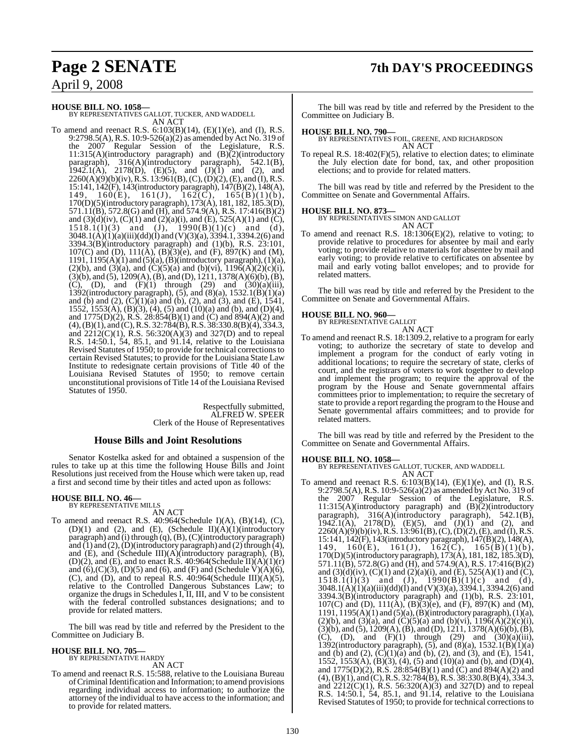**HOUSE BILL NO. 1058—**
BY REPRESENTATIVES GALLOT, TUCKER, AND WADDELL
AN ACT

To amend and reenact R.S. 6:103(B)(14), (E)(1)(e), and (I), R.S. 9:2798.5(A), R.S. 10:9-526(a)(2) as amended by Act No. 319 of the 2007 Regular Session of the Legislature, R.S. 11:315(A)(introductory paragraph) and (B)(2)(introductory paragraph), 316(A)(introductory paragraph), 542.1(B), 1942.1(A), 2178(D), (E)(5), and (J)(1) and (2), and 2260(A)(9)(b)(iv), R.S. 13:961(B), (C), (D)(2), (E), and (I), R.S. 15:141, 142(F), 143(introductory paragraph), 147(B)(2), 148(A), 149, 160(E), 161(J), 162(C), 165(B)(1)(b), 170(D)(5)(introductory paragraph), 173(A), 181, 182, 185.3(D), 571.11(B), 572.8(G) and (H), and 574.9(A), R.S. 17:416(B)(2) and (3)(d)(iv), (C)(1) and (2)(a)(i), and (E), 525(A)(1) and (C), 1518.1(I)(3) and (J), 1990(B)(1)(c) and (d), 3048.1(A)(1)(a)(iii)(dd)(I) and (V)(3)(a), 3394.1, 3394.2(6) and 3394.3(B)(introductory paragraph) and (1)(b), R.S. 23:101, 107(C) and (D), 111(A), (B)(3)(e), and (F), 897(K) and (M), 1191, 1195(A)(1) and (5)(a), (B)(introductory paragraph), (1)(a), (2)(b), and (3)(a), and (C)(5)(a) and (b)(vi), 1196(A)(2)(c)(i), (3)(b), and (5), 1209(A), (B), and (D), 1211, 1378(A)(6)(b), (B), (C), (D), and (F)(1) through (29) and (30)(a)(iii), 1392(introductory paragraph), (5), and (8)(a), 1532.1(B)(1)(a) and (b) and (2), (C)(1)(a) and (b), (2), and (3), and (E), 1541, 1552, 1553(A), (B)(3), (4), (5) and (10)(a) and (b), and (D)(4), and 1775(D)(2), R.S. 28:854(B)(1) and (C) and 894(A)(2) and (4), (B)(1), and (C), R.S. 32:784(B), R.S. 38:330.8(B)(4), 334.3, and 2212(C)(1), R.S. 56:320(A)(3) and 327(D) and to repeal R.S. 14:50.1, 54, 85.1, and 91.14, relative to the Louisiana Revised Statutes of 1950; to provide for technical corrections to certain Revised Statutes; to provide for the Louisiana State Law Institute to redesignate certain provisions of Title 40 of the Louisiana Revised Statutes of 1950; to remove certain unconstitutional provisions of Title 14 of the Louisiana Revised Statutes of 1950.

Respectfully submitted,
ALFRED W. SPEER
Clerk of the House of Representatives

## House Bills and Joint Resolutions

Senator Kostelka asked for and obtained a suspension of the rules to take up at this time the following House Bills and Joint Resolutions just received from the House which were taken up, read a first and second time by their titles and acted upon as follows:

**HOUSE BILL NO. 46—**
BY REPRESENTATIVE MILLS
AN ACT

To amend and reenact R.S. 40:964(Schedule I)(A), (B)(14), (C), (D)(1) and (2), and (E), (Schedule II)(A)(1)(introductory paragraph) and (i) through (q), (B), (C)(introductory paragraph) and (1) and (2), (D)(introductory paragraph) and (2) through (4), and (E), and (Schedule III)(A)(introductory paragraph), (B), (D)(2), and (E), and to enact R.S. 40:964(Schedule II)(A)(1)(r) and (6),(C)(3), (D)(5) and (6), and (F) and (Schedule V)(A)(6), (C), and (D), and to repeal R.S. 40:964(Schedule III)(A)(5), relative to the Controlled Dangerous Substances Law; to organize the drugs in Schedules I, II, III, and V to be consistent with the federal controlled substances designations; and to provide for related matters.

The bill was read by title and referred by the President to the Committee on Judiciary B.

**HOUSE BILL NO. 705—**
BY REPRESENTATIVE HARDY
AN ACT

To amend and reenact R.S. 15:588, relative to the Louisiana Bureau of Criminal Identification and Information; to amend provisions regarding individual access to information; to authorize the attorney of the individual to have access to the information; and to provide for related matters.

The bill was read by title and referred by the President to the Committee on Judiciary B.

**HOUSE BILL NO. 790—**
BY REPRESENTATIVES FOIL, GREENE, AND RICHARDSON
AN ACT

To repeal R.S. 18:402(F)(5), relative to election dates; to eliminate the July election date for bond, tax, and other proposition elections; and to provide for related matters.

The bill was read by title and referred by the President to the Committee on Senate and Governmental Affairs.

**HOUSE BILL NO. 873—**
BY REPRESENTATIVES SIMON AND GALLOT
AN ACT

To amend and reenact R.S. 18:1306(E)(2), relative to voting; to provide relative to procedures for absentee by mail and early voting; to provide relative to materials for absentee by mail and early voting; to provide relative to certificates on absentee by mail and early voting ballot envelopes; and to provide for related matters.

The bill was read by title and referred by the President to the Committee on Senate and Governmental Affairs.

**HOUSE BILL NO. 960—**
BY REPRESENTATIVE GALLOT
AN ACT

To amend and reenact R.S. 18:1309.2, relative to a program for early voting; to authorize the secretary of state to develop and implement a program for the conduct of early voting in additional locations; to require the secretary of state, clerks of court, and the registrars of voters to work together to develop and implement the program; to require the approval of the program by the House and Senate governmental affairs committees prior to implementation; to require the secretary of state to provide a report regarding the program to the House and Senate governmental affairs committees; and to provide for related matters.

The bill was read by title and referred by the President to the Committee on Senate and Governmental Affairs.

**HOUSE BILL NO. 1058—**
BY REPRESENTATIVES GALLOT, TUCKER, AND WADDELL
AN ACT

To amend and reenact R.S. 6:103(B)(14), (E)(1)(e), and (I), R.S. 9:2798.5(A), R.S. 10:9-526(a)(2) as amended by Act No. 319 of the 2007 Regular Session of the Legislature, R.S. 11:315(A)(introductory paragraph) and (B)(2)(introductory paragraph), 316(A)(introductory paragraph), 542.1(B), 1942.1(A), 2178(D), (E)(5), and (J)(1) and (2), and 2260(A)(9)(b)(iv), R.S. 13:961(B), (C), (D)(2), (E), and (I), R.S. 15:141, 142(F), 143(introductory paragraph), 147(B)(2), 148(A), 149, 160(E), 161(J), 162(C), 165(B)(1)(b), 170(D)(5)(introductory paragraph), 173(A), 181, 182, 185.3(D), 571.11(B), 572.8(G) and (H), and 574.9(A), R.S. 17:416(B)(2) and (3)(d)(iv), (C)(1) and (2)(a)(i), and (E), 525(A)(1) and (C), 1518.1(I)(3) and (J), 1990(B)(1)(c) and (d), 3048.1(A)(1)(a)(iii)(dd)(I) and (V)(3)(a), 3394.1, 3394.2(6) and 3394.3(B)(introductory paragraph) and (1)(b), R.S. 23:101, 107(C) and (D), 111(A), (B)(3)(e), and (F), 897(K) and (M), 1191, 1195(A)(1) and (5)(a), (B)(introductory paragraph), (1)(a), (2)(b), and (3)(a), and (C)(5)(a) and (b)(vi), 1196(A)(2)(c)(i), (3)(b), and (5), 1209(A), (B), and (D), 1211, 1378(A)(6)(b), (B), (C), (D), and (F)(1) through (29) and (30)(a)(iii), 1392(introductory paragraph), (5), and (8)(a), 1532.1(B)(1)(a) and (b) and (2), (C)(1)(a) and (b), (2), and (3), and (E), 1541, 1552, 1553(A), (B)(3), (4), (5) and (10)(a) and (b), and (D)(4), and 1775(D)(2), R.S. 28:854(B)(1) and (C) and 894(A)(2) and (4), (B)(1), and (C), R.S. 32:784(B), R.S. 38:330.8(B)(4), 334.3, and 2212(C)(1), R.S. 56:320(A)(3) and 327(D) and to repeal R.S. 14:50.1, 54, 85.1, and 91.14, relative to the Louisiana Revised Statutes of 1950; to provide for technical corrections to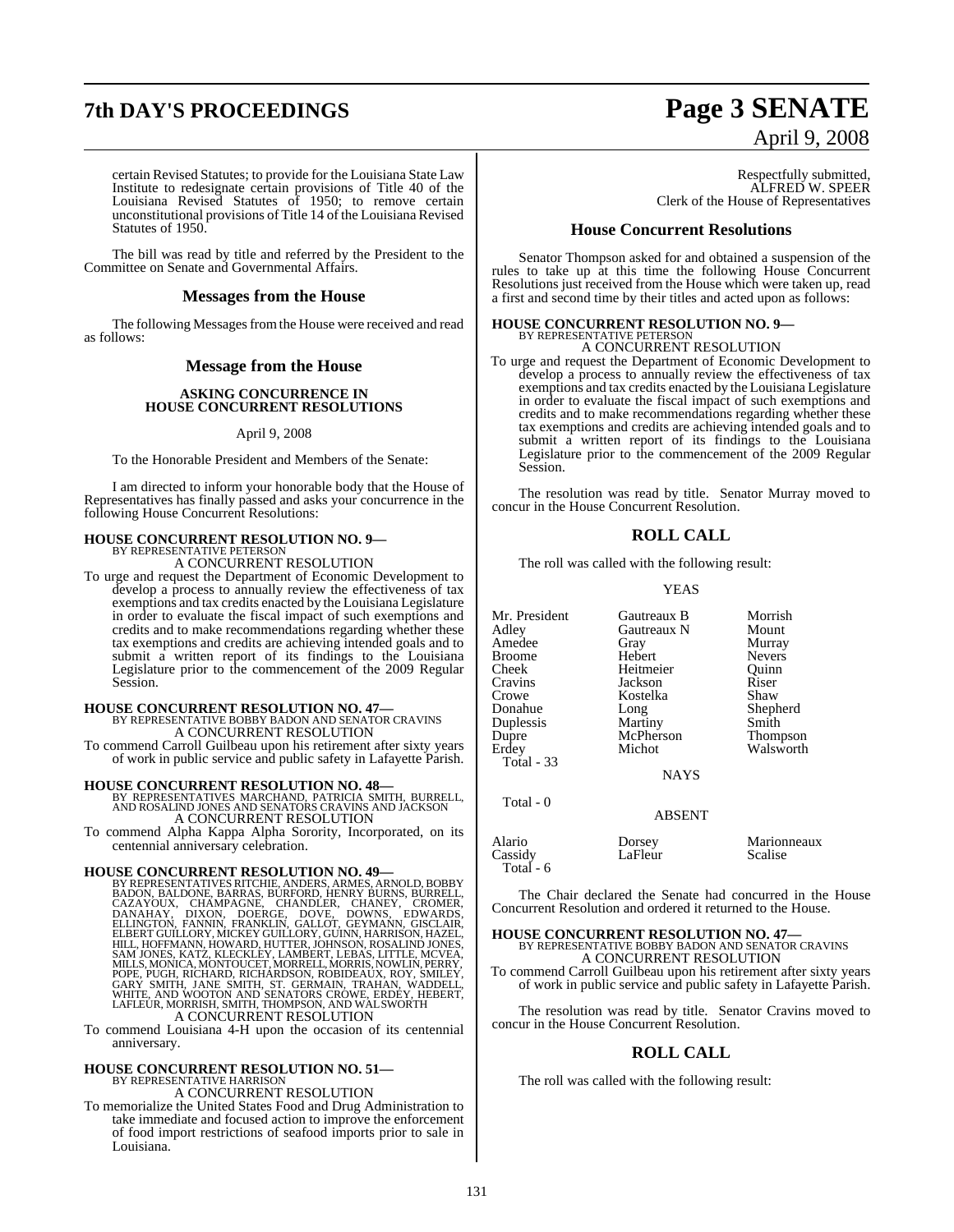certain Revised Statutes; to provide for the Louisiana State Law Institute to redesignate certain provisions of Title 40 of the Louisiana Revised Statutes of 1950; to remove certain unconstitutional provisions of Title 14 of the Louisiana Revised Statutes of 1950.

The bill was read by title and referred by the President to the Committee on Senate and Governmental Affairs.

## Messages from the House

The following Messages from the House were received and read as follows:

## Message from the House

### ASKING CONCURRENCE IN HOUSE CONCURRENT RESOLUTIONS

April 9, 2008

To the Honorable President and Members of the Senate:

I am directed to inform your honorable body that the House of Representatives has finally passed and asks your concurrence in the following House Concurrent Resolutions:

**HOUSE CONCURRENT RESOLUTION NO. 9—**
BY REPRESENTATIVE PETERSON
A CONCURRENT RESOLUTION

To urge and request the Department of Economic Development to develop a process to annually review the effectiveness of tax exemptions and tax credits enacted by the Louisiana Legislature in order to evaluate the fiscal impact of such exemptions and credits and to make recommendations regarding whether these tax exemptions and credits are achieving intended goals and to submit a written report of its findings to the Louisiana Legislature prior to the commencement of the 2009 Regular Session.

**HOUSE CONCURRENT RESOLUTION NO. 47—**
BY REPRESENTATIVE BOBBY BADON AND SENATOR CRAVINS
A CONCURRENT RESOLUTION

To commend Carroll Guilbeau upon his retirement after sixty years of work in public service and public safety in Lafayette Parish.

**HOUSE CONCURRENT RESOLUTION NO. 48—**
BY REPRESENTATIVES MARCHAND, PATRICIA SMITH, BURRELL, AND ROSALIND JONES AND SENATORS CRAVINS AND JACKSON
A CONCURRENT RESOLUTION

To commend Alpha Kappa Alpha Sorority, Incorporated, on its centennial anniversary celebration.

**HOUSE CONCURRENT RESOLUTION NO. 49—**
BY REPRESENTATIVES RITCHIE, ANDERS, ARMES, ARNOLD, BOBBY BADON, BALDONE, BARRAS, BURFORD, HENRY BURNS, BURRELL, CAZAYOUX, CHAMPAGNE, CHANDLER, CHANEY, CROMER, DANAHAY, DIXON, DOERGE, DOVE, DOWNS, EDWARDS, ELLINGTON, FANNIN, FRANKLIN, GALLOT, GEYMANN, GISCLAIR, ELBERT GUILLORY, MICKEY GUILLORY, GUINN, HARRISON, HAZEL, HILL, HOFFMANN, HOWARD, HUTTER, JOHNSON, ROSALIND JONES, SAM JONES, KATZ, KLECKLEY, LAMBERT, LEBAS, LITTLE, MCVEA, MILLS, MONICA, MONTOUCET, MORRELL, MORRIS, NOWLIN, PERRY, POPE, PUGH, RICHARD, RICHARDSON, ROBIDEAUX, ROY, SMILEY, GARY SMITH, JANE SMITH, ST. GERMAIN, TRAHAN, WADDELL, WHITE, AND WOOTON AND SENATORS CROWE, ERDEY, HEBERT, LAFLEUR, MORRISH, SMITH, THOMPSON, AND WALSWORTH
A CONCURRENT RESOLUTION

To commend Louisiana 4-H upon the occasion of its centennial anniversary.

**HOUSE CONCURRENT RESOLUTION NO. 51—**
BY REPRESENTATIVE HARRISON
A CONCURRENT RESOLUTION

To memorialize the United States Food and Drug Administration to take immediate and focused action to improve the enforcement of food import restrictions of seafood imports prior to sale in Louisiana.

Respectfully submitted,
ALFRED W. SPEER
Clerk of the House of Representatives

## House Concurrent Resolutions

Senator Thompson asked for and obtained a suspension of the rules to take up at this time the following House Concurrent Resolutions just received from the House which were taken up, read a first and second time by their titles and acted upon as follows:

**HOUSE CONCURRENT RESOLUTION NO. 9—**
BY REPRESENTATIVE PETERSON
A CONCURRENT RESOLUTION

To urge and request the Department of Economic Development to develop a process to annually review the effectiveness of tax exemptions and tax credits enacted by the Louisiana Legislature in order to evaluate the fiscal impact of such exemptions and credits and to make recommendations regarding whether these tax exemptions and credits are achieving intended goals and to submit a written report of its findings to the Louisiana Legislature prior to the commencement of the 2009 Regular Session.

The resolution was read by title. Senator Murray moved to concur in the House Concurrent Resolution.

## ROLL CALL

The roll was called with the following result:

YEAS

| | | |
|---|---|---|
| Mr. President | Gautreaux B | Morrish |
| Adley | Gautreaux N | Mount |
| Amedee | Gray | Murray |
| Broome | Hebert | Nevers |
| Cheek | Heitmeier | Quinn |
| Cravins | Jackson | Riser |
| Crowe | Kostelka | Shaw |
| Donahue | Long | Shepherd |
| Duplessis | Martiny | Smith |
| Dupre | McPherson | Thompson |
| Erdey | Michot | Walsworth |

Total - 33

NAYS

Total - 0

ABSENT

| | | |
|---|---|---|
| Alario | Dorsey | Marionneaux |
| Cassidy | LaFleur | Scalise |

Total - 6

The Chair declared the Senate had concurred in the House Concurrent Resolution and ordered it returned to the House.

**HOUSE CONCURRENT RESOLUTION NO. 47—**
BY REPRESENTATIVE BOBBY BADON AND SENATOR CRAVINS
A CONCURRENT RESOLUTION

To commend Carroll Guilbeau upon his retirement after sixty years of work in public service and public safety in Lafayette Parish.

The resolution was read by title. Senator Cravins moved to concur in the House Concurrent Resolution.

## ROLL CALL

The roll was called with the following result: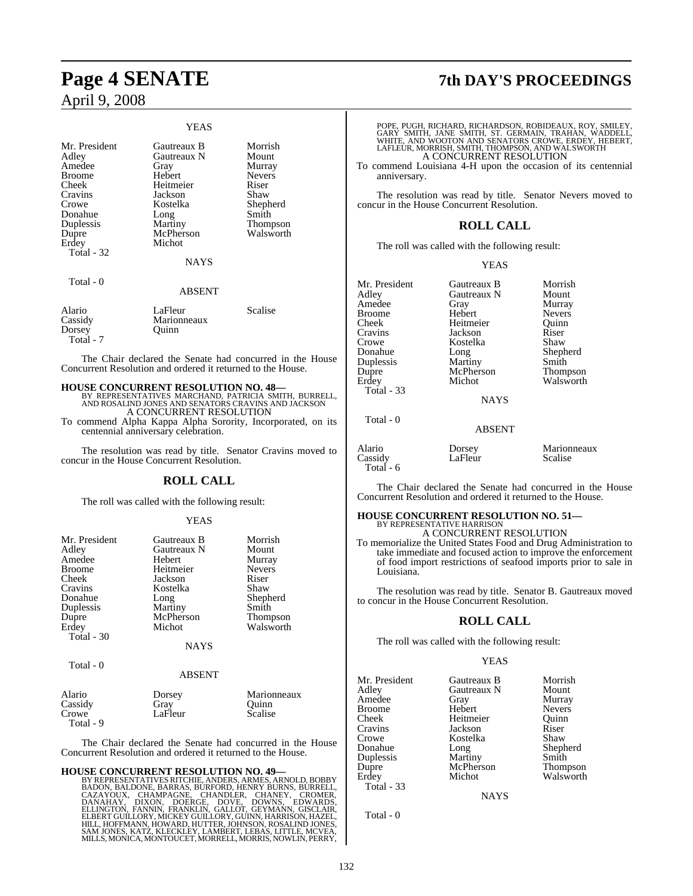YEAS

| | | |
|---|---|---|
| Mr. President | Gautreaux B | Morrish |
| Adley | Gautreaux N | Mount |
| Amedee | Gray | Murray |
| Broome | Hebert | Nevers |
| Cheek | Heitmeier | Riser |
| Cravins | Jackson | Shaw |
| Crowe | Kostelka | Shepherd |
| Donahue | Long | Smith |
| Duplessis | Martiny | Thompson |
| Dupre | McPherson | Walsworth |
| Erdey | Michot | |
| Total - 32 | | |

NAYS

Total - 0

ABSENT

| | | |
|---|---|---|
| Alario | LaFleur | Scalise |
| Cassidy | Marionneaux | |
| Dorsey | Quinn | |
| Total - 7 | | |

The Chair declared the Senate had concurred in the House Concurrent Resolution and ordered it returned to the House.

**HOUSE CONCURRENT RESOLUTION NO. 48—**
BY REPRESENTATIVES MARCHAND, PATRICIA SMITH, BURRELL, AND ROSALIND JONES AND SENATORS CRAVINS AND JACKSON
A CONCURRENT RESOLUTION
To commend Alpha Kappa Alpha Sorority, Incorporated, on its centennial anniversary celebration.

The resolution was read by title. Senator Cravins moved to concur in the House Concurrent Resolution.

## ROLL CALL

The roll was called with the following result:

YEAS

| | | |
|---|---|---|
| Mr. President | Gautreaux B | Morrish |
| Adley | Gautreaux N | Mount |
| Amedee | Hebert | Murray |
| Broome | Heitmeier | Nevers |
| Cheek | Jackson | Riser |
| Cravins | Kostelka | Shaw |
| Donahue | Long | Shepherd |
| Duplessis | Martiny | Smith |
| Dupre | McPherson | Thompson |
| Erdey | Michot | Walsworth |
| Total - 30 | | |

NAYS

Total - 0

ABSENT

| | | |
|---|---|---|
| Alario | Dorsey | Marionneaux |
| Cassidy | Gray | Quinn |
| Crowe | LaFleur | Scalise |
| Total - 9 | | |

The Chair declared the Senate had concurred in the House Concurrent Resolution and ordered it returned to the House.

**HOUSE CONCURRENT RESOLUTION NO. 49—**
BY REPRESENTATIVES RITCHIE, ANDERS, ARMES, ARNOLD, BOBBY BADON, BALDONE, BARRAS, BURFORD, HENRY BURNS, BURRELL, CAZAYOUX, CHAMPAGNE, CHANDLER, CHANEY, CROMER, DANAHAY, DIXON, DOERGE, DOVE, DOWNS, EDWARDS, ELLINGTON, FANNIN, FRANKLIN, GALLOT, GEYMANN, GISCLAIR, ELBERT GUILLORY, MICKEY GUILLORY, GUINN, HARRISON, HAZEL, HILL, HOFFMANN, HOWARD, HUTTER, JOHNSON, ROSALIND JONES, SAM JONES, KATZ, KLECKLEY, LAMBERT, LEBAS, LITTLE, MCVEA, MILLS, MONICA, MONTOUCET, MORRELL, MORRIS, NOWLIN, PERRY, POPE, PUGH, RICHARD, RICHARDSON, ROBIDEAUX, ROY, SMILEY, GARY SMITH, JANE SMITH, ST. GERMAIN, TRAHAN, WADDELL, WHITE, AND WOOTON AND SENATORS CROWE, ERDEY, HEBERT, LAFLEUR, MORRISH, SMITH, THOMPSON, AND WALSWORTH
A CONCURRENT RESOLUTION
To commend Louisiana 4-H upon the occasion of its centennial anniversary.

The resolution was read by title. Senator Nevers moved to concur in the House Concurrent Resolution.

## ROLL CALL

The roll was called with the following result:

YEAS

| | | |
|---|---|---|
| Mr. President | Gautreaux B | Morrish |
| Adley | Gautreaux N | Mount |
| Amedee | Gray | Murray |
| Broome | Hebert | Nevers |
| Cheek | Heitmeier | Quinn |
| Cravins | Jackson | Riser |
| Crowe | Kostelka | Shaw |
| Donahue | Long | Shepherd |
| Duplessis | Martiny | Smith |
| Dupre | McPherson | Thompson |
| Erdey | Michot | Walsworth |
| Total - 33 | | |

NAYS

Total - 0

ABSENT

| | | |
|---|---|---|
| Alario | Dorsey | Marionneaux |
| Cassidy | LaFleur | Scalise |
| Total - 6 | | |

The Chair declared the Senate had concurred in the House Concurrent Resolution and ordered it returned to the House.

**HOUSE CONCURRENT RESOLUTION NO. 51—**
BY REPRESENTATIVE HARRISON
A CONCURRENT RESOLUTION
To memorialize the United States Food and Drug Administration to take immediate and focused action to improve the enforcement of food import restrictions of seafood imports prior to sale in Louisiana.

The resolution was read by title. Senator B. Gautreaux moved to concur in the House Concurrent Resolution.

## ROLL CALL

The roll was called with the following result:

YEAS

| | | |
|---|---|---|
| Mr. President | Gautreaux B | Morrish |
| Adley | Gautreaux N | Mount |
| Amedee | Gray | Murray |
| Broome | Hebert | Nevers |
| Cheek | Heitmeier | Quinn |
| Cravins | Jackson | Riser |
| Crowe | Kostelka | Shaw |
| Donahue | Long | Shepherd |
| Duplessis | Martiny | Smith |
| Dupre | McPherson | Thompson |
| Erdey | Michot | Walsworth |
| Total - 33 | | |

NAYS

Total - 0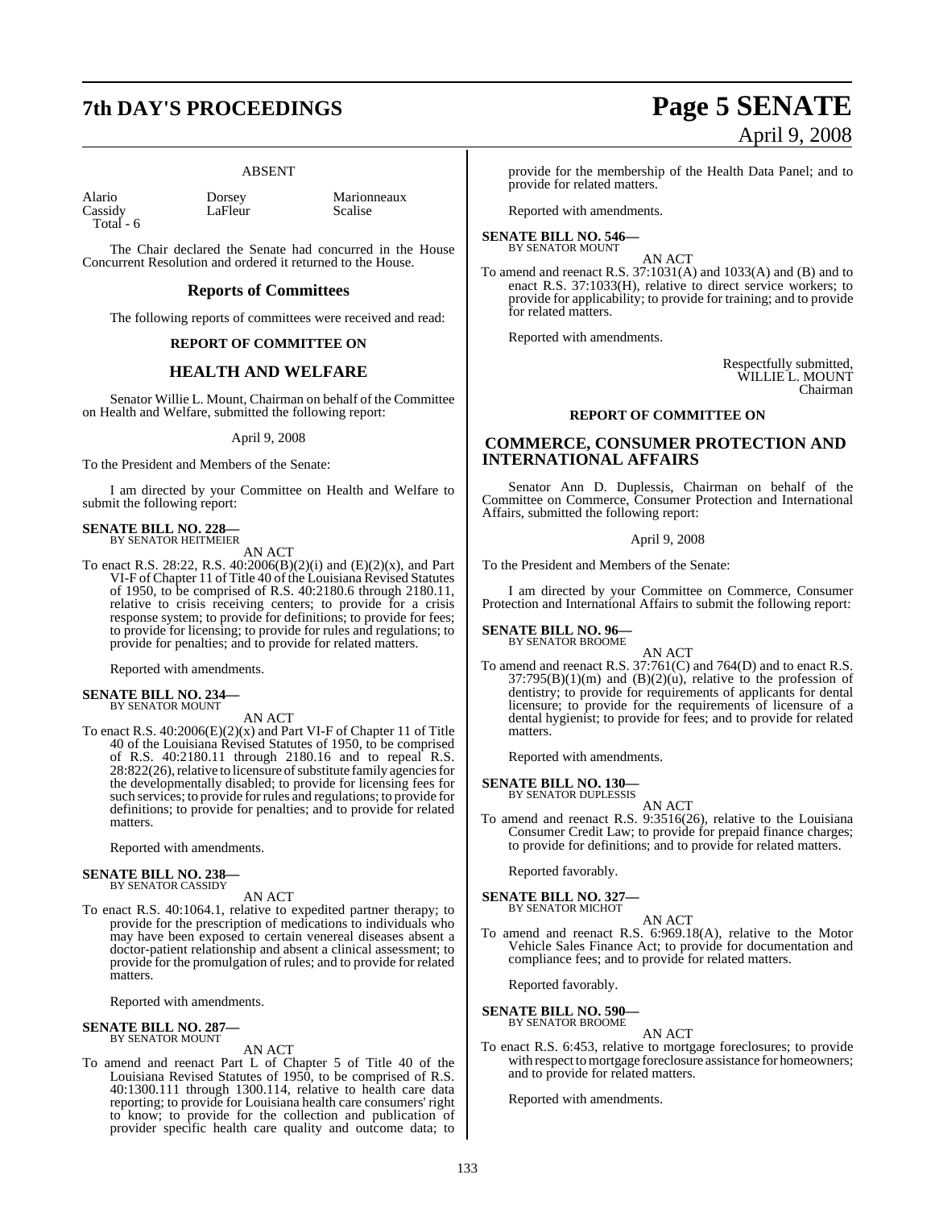ABSENT

| Alario | Dorsey | Marionneaux |
|---|---|---|
| Cassidy | LaFleur | Scalise |
| Total - 6 | | |

The Chair declared the Senate had concurred in the House Concurrent Resolution and ordered it returned to the House.

## Reports of Committees

The following reports of committees were received and read:

### REPORT OF COMMITTEE ON

## HEALTH AND WELFARE

Senator Willie L. Mount, Chairman on behalf of the Committee on Health and Welfare, submitted the following report:

April 9, 2008

To the President and Members of the Senate:

I am directed by your Committee on Health and Welfare to submit the following report:

**SENATE BILL NO. 228—**
BY SENATOR HEITMEIER

AN ACT

To enact R.S. 28:22, R.S. 40:2006(B)(2)(i) and (E)(2)(x), and Part VI-F of Chapter 11 of Title 40 of the Louisiana Revised Statutes of 1950, to be comprised of R.S. 40:2180.6 through 2180.11, relative to crisis receiving centers; to provide for a crisis response system; to provide for definitions; to provide for fees; to provide for licensing; to provide for rules and regulations; to provide for penalties; and to provide for related matters.

Reported with amendments.

**SENATE BILL NO. 234—**
BY SENATOR MOUNT

AN ACT

To enact R.S. 40:2006(E)(2)(x) and Part VI-F of Chapter 11 of Title 40 of the Louisiana Revised Statutes of 1950, to be comprised of R.S. 40:2180.11 through 2180.16 and to repeal R.S. 28:822(26), relative to licensure of substitute family agencies for the developmentally disabled; to provide for licensing fees for such services; to provide for rules and regulations; to provide for definitions; to provide for penalties; and to provide for related matters.

Reported with amendments.

**SENATE BILL NO. 238—**
BY SENATOR CASSIDY

AN ACT

To enact R.S. 40:1064.1, relative to expedited partner therapy; to provide for the prescription of medications to individuals who may have been exposed to certain venereal diseases absent a doctor-patient relationship and absent a clinical assessment; to provide for the promulgation of rules; and to provide for related matters.

Reported with amendments.

**SENATE BILL NO. 287—**
BY SENATOR MOUNT

AN ACT

To amend and reenact Part L of Chapter 5 of Title 40 of the Louisiana Revised Statutes of 1950, to be comprised of R.S. 40:1300.111 through 1300.114, relative to health care data reporting; to provide for Louisiana health care consumers' right to know; to provide for the collection and publication of provider specific health care quality and outcome data; to provide for the membership of the Health Data Panel; and to provide for related matters.

Reported with amendments.

**SENATE BILL NO. 546—**
BY SENATOR MOUNT

AN ACT

To amend and reenact R.S. 37:1031(A) and 1033(A) and (B) and to enact R.S. 37:1033(H), relative to direct service workers; to provide for applicability; to provide for training; and to provide for related matters.

Reported with amendments.

Respectfully submitted,
WILLIE L. MOUNT
Chairman

### REPORT OF COMMITTEE ON

## COMMERCE, CONSUMER PROTECTION AND INTERNATIONAL AFFAIRS

Senator Ann D. Duplessis, Chairman on behalf of the Committee on Commerce, Consumer Protection and International Affairs, submitted the following report:

April 9, 2008

To the President and Members of the Senate:

I am directed by your Committee on Commerce, Consumer Protection and International Affairs to submit the following report:

**SENATE BILL NO. 96—**
BY SENATOR BROOME

AN ACT

To amend and reenact R.S. 37:761(C) and 764(D) and to enact R.S. 37:795(B)(1)(m) and (B)(2)(u), relative to the profession of dentistry; to provide for requirements of applicants for dental licensure; to provide for the requirements of licensure of a dental hygienist; to provide for fees; and to provide for related matters.

Reported with amendments.

**SENATE BILL NO. 130—**
BY SENATOR DUPLESSIS

AN ACT

To amend and reenact R.S. 9:3516(26), relative to the Louisiana Consumer Credit Law; to provide for prepaid finance charges; to provide for definitions; and to provide for related matters.

Reported favorably.

**SENATE BILL NO. 327—**
BY SENATOR MICHOT

AN ACT

To amend and reenact R.S. 6:969.18(A), relative to the Motor Vehicle Sales Finance Act; to provide for documentation and compliance fees; and to provide for related matters.

Reported favorably.

**SENATE BILL NO. 590—**
BY SENATOR BROOME

AN ACT

To enact R.S. 6:453, relative to mortgage foreclosures; to provide with respect to mortgage foreclosure assistance for homeowners; and to provide for related matters.

Reported with amendments.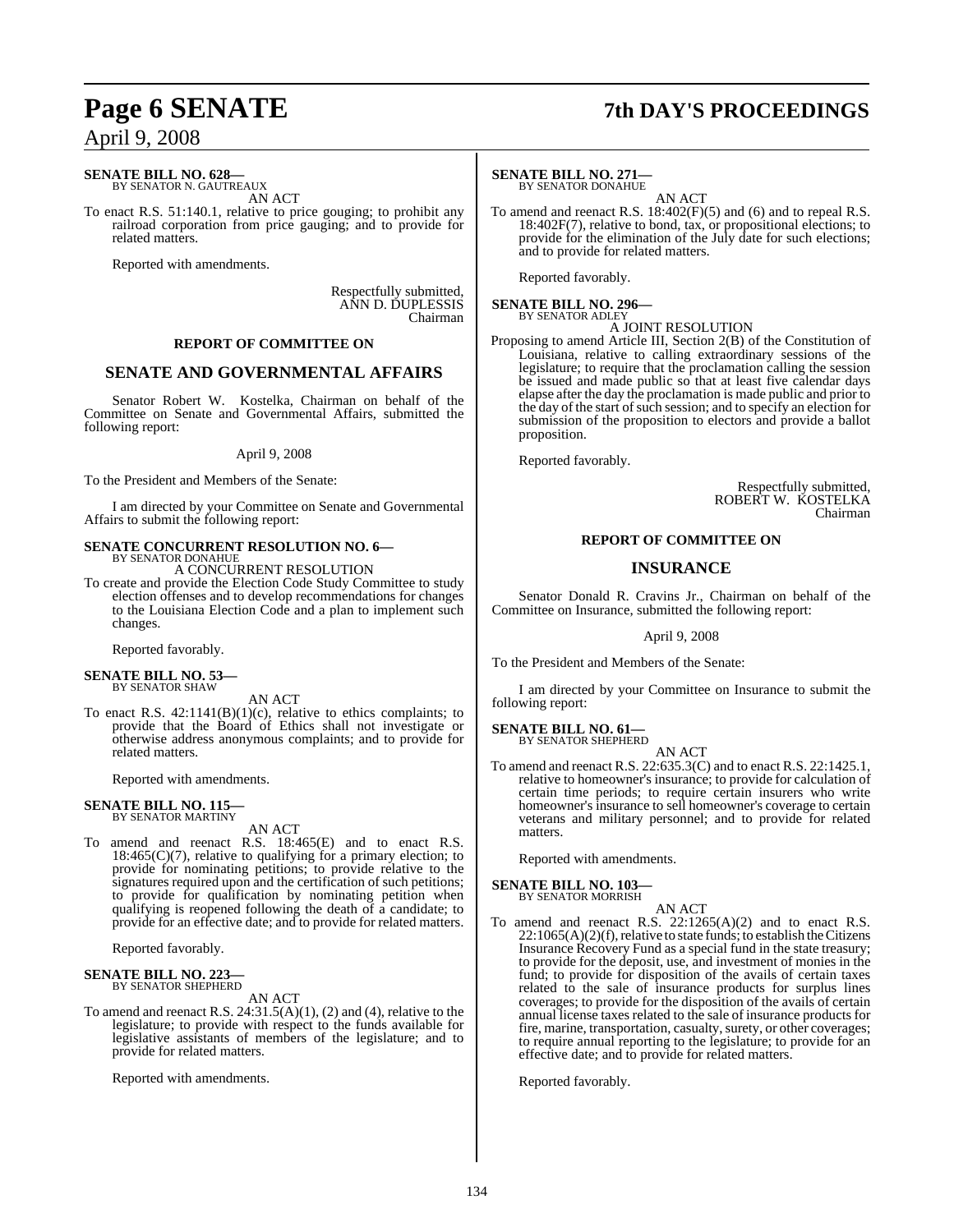**SENATE BILL NO. 628—**
BY SENATOR N. GAUTREAUX

AN ACT

To enact R.S. 51:140.1, relative to price gouging; to prohibit any railroad corporation from price gauging; and to provide for related matters.

Reported with amendments.

Respectfully submitted,
ANN D. DUPLESSIS
Chairman

**REPORT OF COMMITTEE ON**

## SENATE AND GOVERNMENTAL AFFAIRS

Senator Robert W. Kostelka, Chairman on behalf of the Committee on Senate and Governmental Affairs, submitted the following report:

April 9, 2008

To the President and Members of the Senate:

I am directed by your Committee on Senate and Governmental Affairs to submit the following report:

**SENATE CONCURRENT RESOLUTION NO. 6—**
BY SENATOR DONAHUE

A CONCURRENT RESOLUTION

To create and provide the Election Code Study Committee to study election offenses and to develop recommendations for changes to the Louisiana Election Code and a plan to implement such changes.

Reported favorably.

**SENATE BILL NO. 53—**
BY SENATOR SHAW

AN ACT

To enact R.S. 42:1141(B)(1)(c), relative to ethics complaints; to provide that the Board of Ethics shall not investigate or otherwise address anonymous complaints; and to provide for related matters.

Reported with amendments.

**SENATE BILL NO. 115—**
BY SENATOR MARTINY

AN ACT

To amend and reenact R.S. 18:465(E) and to enact R.S. 18:465(C)(7), relative to qualifying for a primary election; to provide for nominating petitions; to provide relative to the signatures required upon and the certification of such petitions; to provide for qualification by nominating petition when qualifying is reopened following the death of a candidate; to provide for an effective date; and to provide for related matters.

Reported favorably.

**SENATE BILL NO. 223—**
BY SENATOR SHEPHERD

AN ACT

To amend and reenact R.S. 24:31.5(A)(1), (2) and (4), relative to the legislature; to provide with respect to the funds available for legislative assistants of members of the legislature; and to provide for related matters.

Reported with amendments.

**SENATE BILL NO. 271—**
BY SENATOR DONAHUE

AN ACT

To amend and reenact R.S. 18:402(F)(5) and (6) and to repeal R.S. 18:402F(7), relative to bond, tax, or propositional elections; to provide for the elimination of the July date for such elections; and to provide for related matters.

Reported favorably.

**SENATE BILL NO. 296—**
BY SENATOR ADLEY

A JOINT RESOLUTION

Proposing to amend Article III, Section 2(B) of the Constitution of Louisiana, relative to calling extraordinary sessions of the legislature; to require that the proclamation calling the session be issued and made public so that at least five calendar days elapse after the day the proclamation is made public and prior to the day of the start of such session; and to specify an election for submission of the proposition to electors and provide a ballot proposition.

Reported favorably.

Respectfully submitted,
ROBERT W. KOSTELKA
Chairman

**REPORT OF COMMITTEE ON**

## INSURANCE

Senator Donald R. Cravins Jr., Chairman on behalf of the Committee on Insurance, submitted the following report:

April 9, 2008

To the President and Members of the Senate:

I am directed by your Committee on Insurance to submit the following report:

**SENATE BILL NO. 61—**
BY SENATOR SHEPHERD

AN ACT

To amend and reenact R.S. 22:635.3(C) and to enact R.S. 22:1425.1, relative to homeowner's insurance; to provide for calculation of certain time periods; to require certain insurers who write homeowner's insurance to sell homeowner's coverage to certain veterans and military personnel; and to provide for related matters.

Reported with amendments.

**SENATE BILL NO. 103—**
BY SENATOR MORRISH

AN ACT

To amend and reenact R.S. 22:1265(A)(2) and to enact R.S. 22:1065(A)(2)(f), relative to state funds; to establish the Citizens Insurance Recovery Fund as a special fund in the state treasury; to provide for the deposit, use, and investment of monies in the fund; to provide for disposition of the avails of certain taxes related to the sale of insurance products for surplus lines coverages; to provide for the disposition of the avails of certain annual license taxes related to the sale of insurance products for fire, marine, transportation, casualty, surety, or other coverages; to require annual reporting to the legislature; to provide for an effective date; and to provide for related matters.

Reported favorably.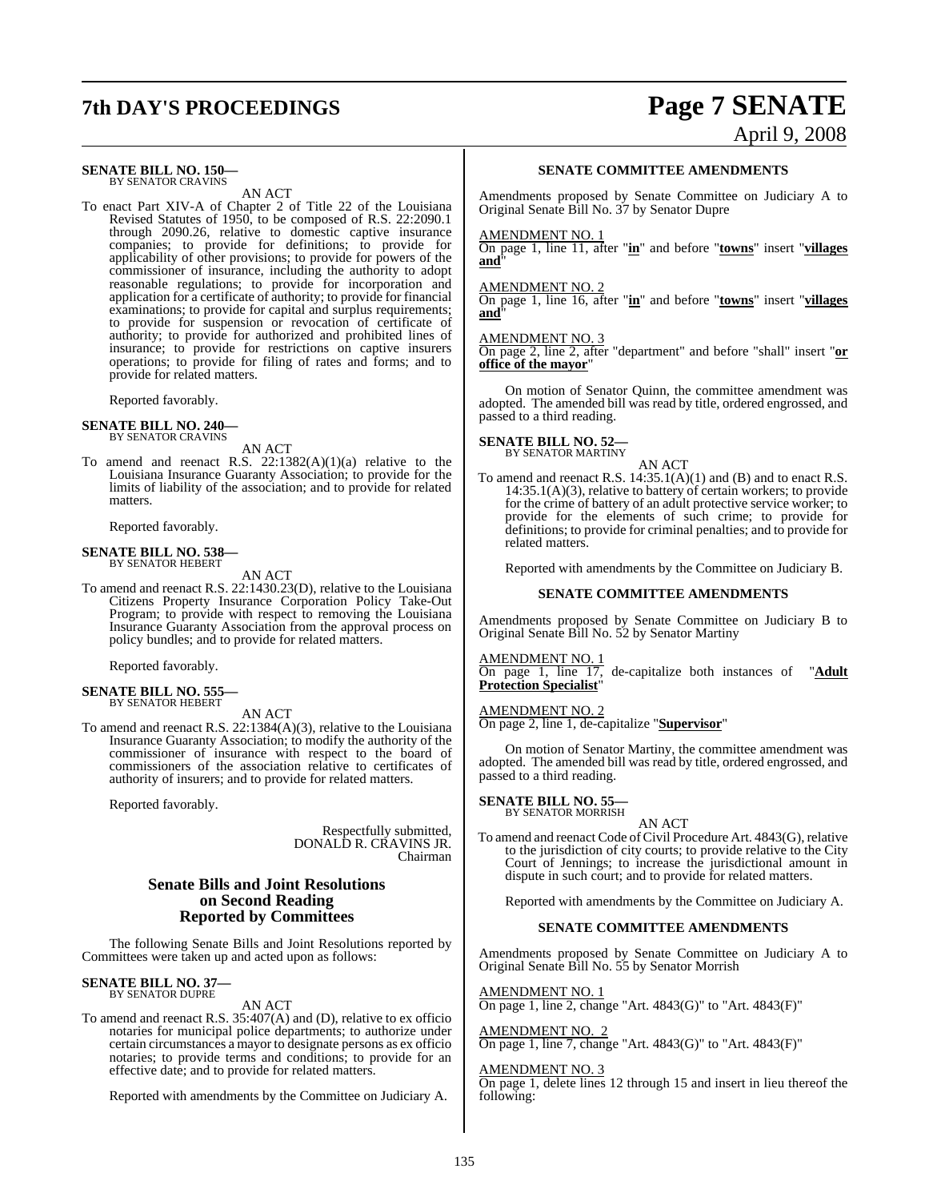**SENATE BILL NO. 150—**
BY SENATOR CRAVINS

AN ACT

To enact Part XIV-A of Chapter 2 of Title 22 of the Louisiana Revised Statutes of 1950, to be composed of R.S. 22:2090.1 through 2090.26, relative to domestic captive insurance companies; to provide for definitions; to provide for applicability of other provisions; to provide for powers of the commissioner of insurance, including the authority to adopt reasonable regulations; to provide for incorporation and application for a certificate of authority; to provide for financial examinations; to provide for capital and surplus requirements; to provide for suspension or revocation of certificate of authority; to provide for authorized and prohibited lines of insurance; to provide for restrictions on captive insurers operations; to provide for filing of rates and forms; and to provide for related matters.

Reported favorably.

**SENATE BILL NO. 240—**
BY SENATOR CRAVINS

AN ACT

To amend and reenact R.S. 22:1382(A)(1)(a) relative to the Louisiana Insurance Guaranty Association; to provide for the limits of liability of the association; and to provide for related matters.

Reported favorably.

**SENATE BILL NO. 538—**
BY SENATOR HEBERT

AN ACT

To amend and reenact R.S. 22:1430.23(D), relative to the Louisiana Citizens Property Insurance Corporation Policy Take-Out Program; to provide with respect to removing the Louisiana Insurance Guaranty Association from the approval process on policy bundles; and to provide for related matters.

Reported favorably.

**SENATE BILL NO. 555—**
BY SENATOR HEBERT

AN ACT

To amend and reenact R.S. 22:1384(A)(3), relative to the Louisiana Insurance Guaranty Association; to modify the authority of the commissioner of insurance with respect to the board of commissioners of the association relative to certificates of authority of insurers; and to provide for related matters.

Reported favorably.

Respectfully submitted,
DONALD R. CRAVINS JR.
Chairman

## Senate Bills and Joint Resolutions on Second Reading Reported by Committees

The following Senate Bills and Joint Resolutions reported by Committees were taken up and acted upon as follows:

**SENATE BILL NO. 37—**
BY SENATOR DUPRE

AN ACT

To amend and reenact R.S. 35:407(A) and (D), relative to ex officio notaries for municipal police departments; to authorize under certain circumstances a mayor to designate persons as ex officio notaries; to provide terms and conditions; to provide for an effective date; and to provide for related matters.

Reported with amendments by the Committee on Judiciary A.

### SENATE COMMITTEE AMENDMENTS

Amendments proposed by Senate Committee on Judiciary A to Original Senate Bill No. 37 by Senator Dupre

AMENDMENT NO. 1
On page 1, line 11, after "**in**" and before "**towns**" insert "**villages and**"

AMENDMENT NO. 2
On page 1, line 16, after "**in**" and before "**towns**" insert "**villages and**"

AMENDMENT NO. 3
On page 2, line 2, after "department" and before "shall" insert "**or office of the mayor**"

On motion of Senator Quinn, the committee amendment was adopted. The amended bill was read by title, ordered engrossed, and passed to a third reading.

**SENATE BILL NO. 52—**
BY SENATOR MARTINY

AN ACT

To amend and reenact R.S. 14:35.1(A)(1) and (B) and to enact R.S. 14:35.1(A)(3), relative to battery of certain workers; to provide for the crime of battery of an adult protective service worker; to provide for the elements of such crime; to provide for definitions; to provide for criminal penalties; and to provide for related matters.

Reported with amendments by the Committee on Judiciary B.

### SENATE COMMITTEE AMENDMENTS

Amendments proposed by Senate Committee on Judiciary B to Original Senate Bill No. 52 by Senator Martiny

AMENDMENT NO. 1
On page 1, line 17, de-capitalize both instances of "**Adult Protection Specialist**"

AMENDMENT NO. 2
On page 2, line 1, de-capitalize "**Supervisor**"

On motion of Senator Martiny, the committee amendment was adopted. The amended bill was read by title, ordered engrossed, and passed to a third reading.

**SENATE BILL NO. 55—**
BY SENATOR MORRISH

AN ACT

To amend and reenact Code of Civil Procedure Art. 4843(G), relative to the jurisdiction of city courts; to provide relative to the City Court of Jennings; to increase the jurisdictional amount in dispute in such court; and to provide for related matters.

Reported with amendments by the Committee on Judiciary A.

### SENATE COMMITTEE AMENDMENTS

Amendments proposed by Senate Committee on Judiciary A to Original Senate Bill No. 55 by Senator Morrish

AMENDMENT NO. 1
On page 1, line 2, change "Art. 4843(G)" to "Art. 4843(F)"

AMENDMENT NO. 2
On page 1, line 7, change "Art. 4843(G)" to "Art. 4843(F)"

AMENDMENT NO. 3
On page 1, delete lines 12 through 15 and insert in lieu thereof the following: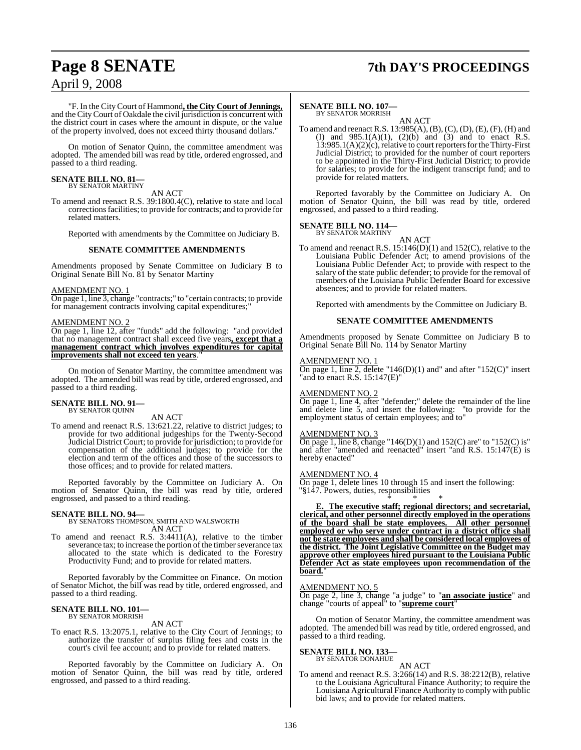"F. In the City Court of Hammond**, the City Court of Jennings,** and the City Court of Oakdale the civil jurisdiction is concurrent with the district court in cases where the amount in dispute, or the value of the property involved, does not exceed thirty thousand dollars."

On motion of Senator Quinn, the committee amendment was adopted. The amended bill was read by title, ordered engrossed, and passed to a third reading.

**SENATE BILL NO. 81—**
BY SENATOR MARTINY

AN ACT

To amend and reenact R.S. 39:1800.4(C), relative to state and local corrections facilities; to provide for contracts; and to provide for related matters.

Reported with amendments by the Committee on Judiciary B.

**SENATE COMMITTEE AMENDMENTS**

Amendments proposed by Senate Committee on Judiciary B to Original Senate Bill No. 81 by Senator Martiny

AMENDMENT NO. 1
On page 1, line 3, change "contracts;" to "certain contracts; to provide for management contracts involving capital expenditures;"

AMENDMENT NO. 2
On page 1, line 12, after "funds" add the following: "and provided that no management contract shall exceed five years**, except that a management contract which involves expenditures for capital improvements shall not exceed ten years**."

On motion of Senator Martiny, the committee amendment was adopted. The amended bill was read by title, ordered engrossed, and passed to a third reading.

**SENATE BILL NO. 91—**
BY SENATOR QUINN

AN ACT

To amend and reenact R.S. 13:621.22, relative to district judges; to provide for two additional judgeships for the Twenty-Second Judicial District Court; to provide for jurisdiction; to provide for compensation of the additional judges; to provide for the election and term of the offices and those of the successors to those offices; and to provide for related matters.

Reported favorably by the Committee on Judiciary A. On motion of Senator Quinn, the bill was read by title, ordered engrossed, and passed to a third reading.

**SENATE BILL NO. 94—**
BY SENATORS THOMPSON, SMITH AND WALSWORTH

AN ACT

To amend and reenact R.S. 3:4411(A), relative to the timber severance tax; to increase the portion of the timber severance tax allocated to the state which is dedicated to the Forestry Productivity Fund; and to provide for related matters.

Reported favorably by the Committee on Finance. On motion of Senator Michot, the bill was read by title, ordered engrossed, and passed to a third reading.

**SENATE BILL NO. 101—**
BY SENATOR MORRISH

AN ACT

To enact R.S. 13:2075.1, relative to the City Court of Jennings; to authorize the transfer of surplus filing fees and costs in the court's civil fee account; and to provide for related matters.

Reported favorably by the Committee on Judiciary A. On motion of Senator Quinn, the bill was read by title, ordered engrossed, and passed to a third reading.

**SENATE BILL NO. 107—**
BY SENATOR MORRISH

AN ACT

To amend and reenact R.S. 13:985(A), (B), (C), (D), (E), (F), (H) and (I) and 985.1(A)(1), (2)(b) and (3) and to enact R.S. 13:985.1(A)(2)(c), relative to court reporters for the Thirty-First Judicial District; to provided for the number of court reporters to be appointed in the Thirty-First Judicial District; to provide for salaries; to provide for the indigent transcript fund; and to provide for related matters.

Reported favorably by the Committee on Judiciary A. On motion of Senator Quinn, the bill was read by title, ordered engrossed, and passed to a third reading.

**SENATE BILL NO. 114—**
BY SENATOR MARTINY

AN ACT

To amend and reenact R.S. 15:146(D)(1) and 152(C), relative to the Louisiana Public Defender Act; to amend provisions of the Louisiana Public Defender Act; to provide with respect to the salary of the state public defender; to provide for the removal of members of the Louisiana Public Defender Board for excessive absences; and to provide for related matters.

Reported with amendments by the Committee on Judiciary B.

**SENATE COMMITTEE AMENDMENTS**

Amendments proposed by Senate Committee on Judiciary B to Original Senate Bill No. 114 by Senator Martiny

AMENDMENT NO. 1
On page 1, line 2, delete "146(D)(1) and" and after "152(C)" insert "and to enact R.S. 15:147(E)"

AMENDMENT NO. 2
On page 1, line 4, after "defender;" delete the remainder of the line and delete line 5, and insert the following: "to provide for the employment status of certain employees; and to"

AMENDMENT NO. 3
On page 1, line 8, change "146(D)(1) and 152(C) are" to "152(C) is" and after "amended and reenacted" insert "and R.S. 15:147(E) is hereby enacted"

AMENDMENT NO. 4
On page 1, delete lines 10 through 15 and insert the following:
"§147. Powers, duties, responsibilities

\* \* \*

**E. The executive staff; regional directors; and secretarial, clerical, and other personnel directly employed in the operations of the board shall be state employees. All other personnel employed or who serve under contract in a district office shall not be state employees and shall be considered local employees of the district. The Joint Legislative Committee on the Budget may approve other employees hired pursuant to the Louisiana Public Defender Act as state employees upon recommendation of the board.**"

AMENDMENT NO. 5
On page 2, line 3, change "a judge" to "**an associate justice**" and change "courts of appeal" to "**supreme court**"

On motion of Senator Martiny, the committee amendment was adopted. The amended bill was read by title, ordered engrossed, and passed to a third reading.

**SENATE BILL NO. 133—**
BY SENATOR DONAHUE

AN ACT

To amend and reenact R.S. 3:266(14) and R.S. 38:2212(B), relative to the Louisiana Agricultural Finance Authority; to require the Louisiana Agricultural Finance Authority to comply with public bid laws; and to provide for related matters.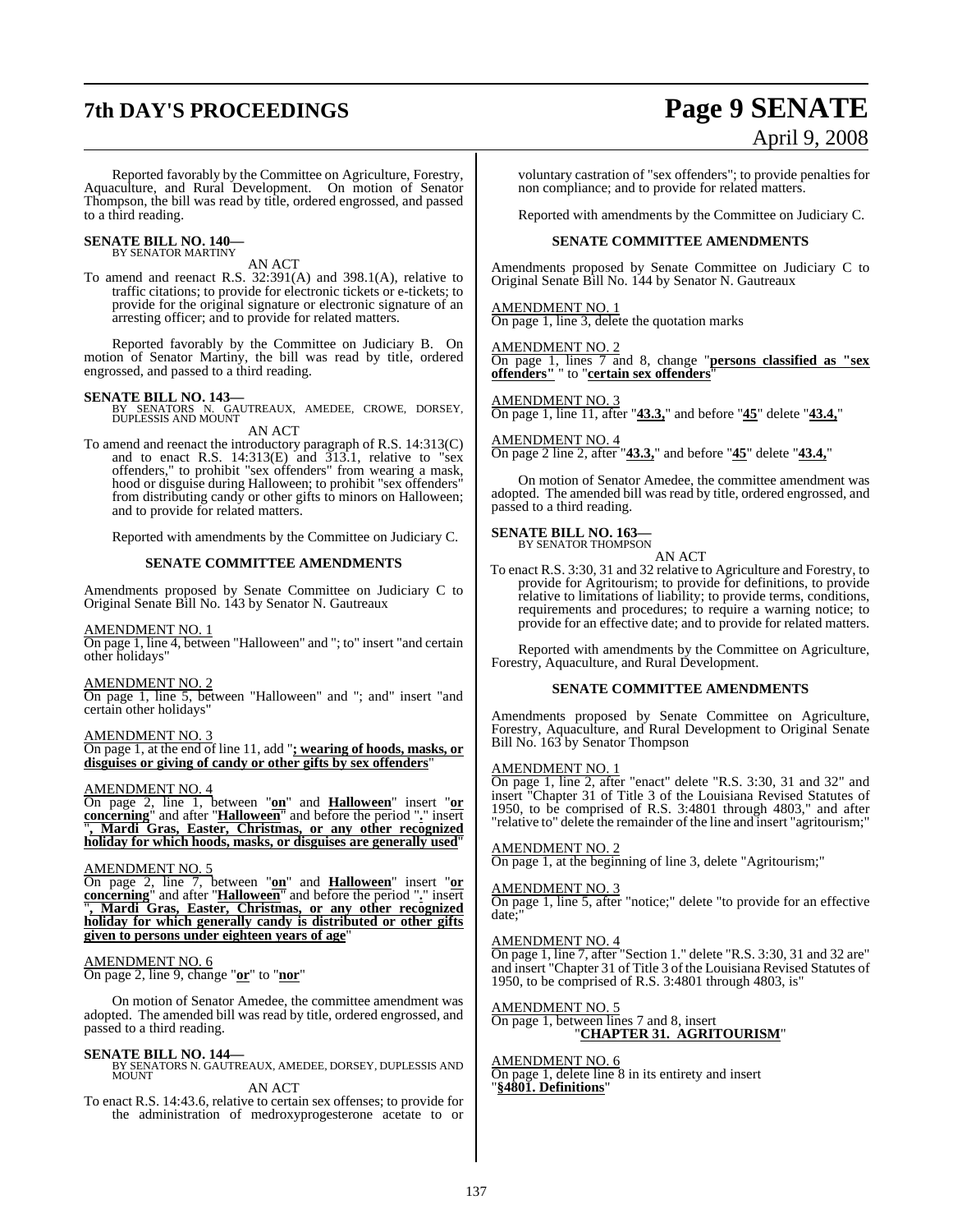Reported favorably by the Committee on Agriculture, Forestry, Aquaculture, and Rural Development. On motion of Senator Thompson, the bill was read by title, ordered engrossed, and passed to a third reading.

**SENATE BILL NO. 140—**
BY SENATOR MARTINY

AN ACT

To amend and reenact R.S. 32:391(A) and 398.1(A), relative to traffic citations; to provide for electronic tickets or e-tickets; to provide for the original signature or electronic signature of an arresting officer; and to provide for related matters.

Reported favorably by the Committee on Judiciary B. On motion of Senator Martiny, the bill was read by title, ordered engrossed, and passed to a third reading.

**SENATE BILL NO. 143—**
BY SENATORS N. GAUTREAUX, AMEDEE, CROWE, DORSEY, DUPLESSIS AND MOUNT

AN ACT

To amend and reenact the introductory paragraph of R.S. 14:313(C) and to enact R.S. 14:313(E) and 313.1, relative to "sex offenders," to prohibit "sex offenders" from wearing a mask, hood or disguise during Halloween; to prohibit "sex offenders" from distributing candy or other gifts to minors on Halloween; and to provide for related matters.

Reported with amendments by the Committee on Judiciary C.

**SENATE COMMITTEE AMENDMENTS**

Amendments proposed by Senate Committee on Judiciary C to Original Senate Bill No. 143 by Senator N. Gautreaux

AMENDMENT NO. 1
On page 1, line 4, between "Halloween" and "; to" insert "and certain other holidays"

AMENDMENT NO. 2
On page 1, line 5, between "Halloween" and "; and" insert "and certain other holidays"

AMENDMENT NO. 3
On page 1, at the end of line 11, add "**; wearing of hoods, masks, or disguises or giving of candy or other gifts by sex offenders**"

AMENDMENT NO. 4
On page 2, line 1, between "**on**" and "**Halloween**" insert "**or concerning**" and after "**Halloween**" and before the period "**.**" insert "**, Mardi Gras, Easter, Christmas, or any other recognized holiday for which hoods, masks, or disguises are generally used**"

AMENDMENT NO. 5
On page 2, line 7, between "**on**" and "**Halloween**" insert "**or concerning**" and after "**Halloween**" and before the period "**.**" insert "**, Mardi Gras, Easter, Christmas, or any other recognized holiday for which generally candy is distributed or other gifts given to persons under eighteen years of age**"

AMENDMENT NO. 6
On page 2, line 9, change "**or**" to "**nor**"

On motion of Senator Amedee, the committee amendment was adopted. The amended bill was read by title, ordered engrossed, and passed to a third reading.

**SENATE BILL NO. 144—**
BY SENATORS N. GAUTREAUX, AMEDEE, DORSEY, DUPLESSIS AND MOUNT

AN ACT

To enact R.S. 14:43.6, relative to certain sex offenses; to provide for the administration of medroxyprogesterone acetate to or voluntary castration of "sex offenders"; to provide penalties for non compliance; and to provide for related matters.

Reported with amendments by the Committee on Judiciary C.

**SENATE COMMITTEE AMENDMENTS**

Amendments proposed by Senate Committee on Judiciary C to Original Senate Bill No. 144 by Senator N. Gautreaux

AMENDMENT NO. 1
On page 1, line 3, delete the quotation marks

AMENDMENT NO. 2
On page 1, lines 7 and 8, change "**persons classified as "sex offenders"** " to "**certain sex offenders**"

AMENDMENT NO. 3
On page 1, line 11, after "**43.3,**" and before "**45**" delete "**43.4,**"

AMENDMENT NO. 4
On page 2 line 2, after "**43.3,**" and before "**45**" delete "**43.4,**"

On motion of Senator Amedee, the committee amendment was adopted. The amended bill was read by title, ordered engrossed, and passed to a third reading.

**SENATE BILL NO. 163—**
BY SENATOR THOMPSON

AN ACT

To enact R.S. 3:30, 31 and 32 relative to Agriculture and Forestry, to provide for Agritourism; to provide for definitions, to provide relative to limitations of liability; to provide terms, conditions, requirements and procedures; to require a warning notice; to provide for an effective date; and to provide for related matters.

Reported with amendments by the Committee on Agriculture, Forestry, Aquaculture, and Rural Development.

**SENATE COMMITTEE AMENDMENTS**

Amendments proposed by Senate Committee on Agriculture, Forestry, Aquaculture, and Rural Development to Original Senate Bill No. 163 by Senator Thompson

AMENDMENT NO. 1
On page 1, line 2, after "enact" delete "R.S. 3:30, 31 and 32" and insert "Chapter 31 of Title 3 of the Louisiana Revised Statutes of 1950, to be comprised of R.S. 3:4801 through 4803," and after "relative to" delete the remainder of the line and insert "agritourism;"

AMENDMENT NO. 2
On page 1, at the beginning of line 3, delete "Agritourism;"

AMENDMENT NO. 3
On page 1, line 5, after "notice;" delete "to provide for an effective date;"

AMENDMENT NO. 4
On page 1, line 7, after "Section 1." delete "R.S. 3:30, 31 and 32 are" and insert "Chapter 31 of Title 3 of the Louisiana Revised Statutes of 1950, to be comprised of R.S. 3:4801 through 4803, is"

AMENDMENT NO. 5
On page 1, between lines 7 and 8, insert
"**CHAPTER 31. AGRITOURISM**"

AMENDMENT NO. 6
On page 1, delete line 8 in its entirety and insert
"**§4801. Definitions**"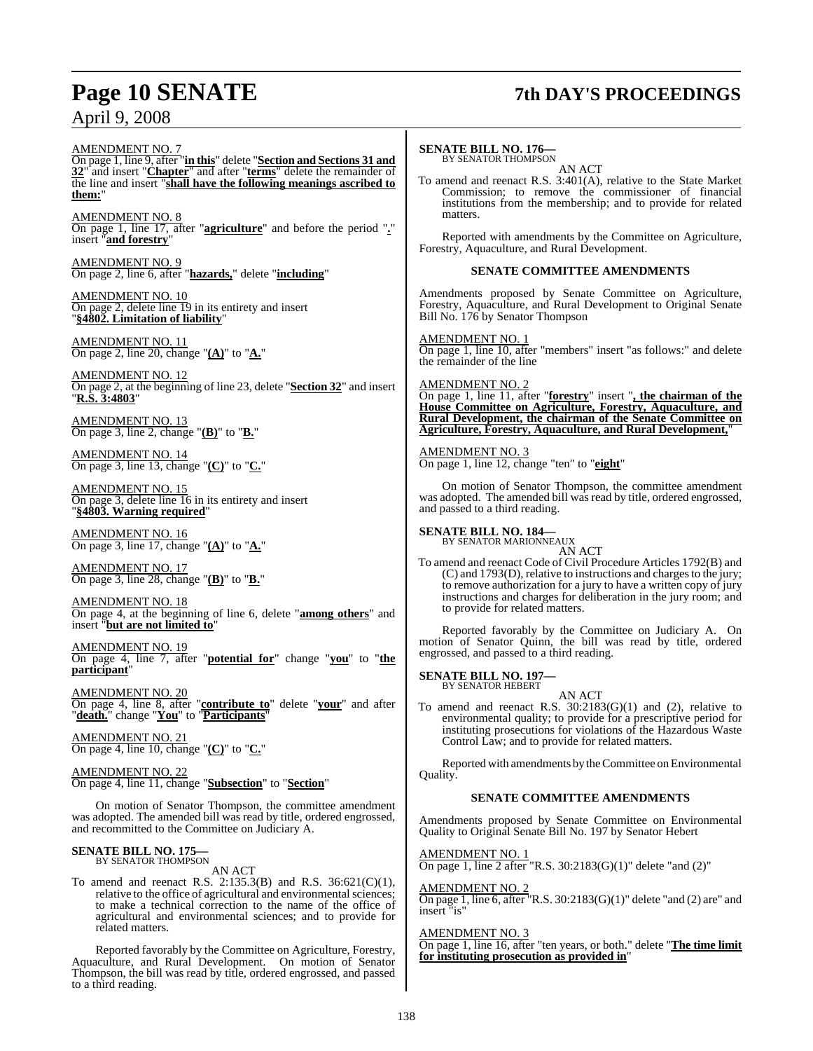AMENDMENT NO. 7
On page 1, line 9, after "**in this**" delete "**Section and Sections 31 and 32**" and insert "**Chapter**" and after "**terms**" delete the remainder of the line and insert "**shall have the following meanings ascribed to them:**"

AMENDMENT NO. 8
On page 1, line 17, after "**agriculture**" and before the period "**.**" insert "**and forestry**"

AMENDMENT NO. 9
On page 2, line 6, after "**hazards,**" delete "**including**"

AMENDMENT NO. 10
On page 2, delete line 19 in its entirety and insert "**§4802. Limitation of liability**"

AMENDMENT NO. 11
On page 2, line 20, change "**(A)**" to "**A.**"

AMENDMENT NO. 12
On page 2, at the beginning of line 23, delete "**Section 32**" and insert "**R.S. 3:4803**"

AMENDMENT NO. 13
On page 3, line 2, change "**(B)**" to "**B.**"

AMENDMENT NO. 14
On page 3, line 13, change "**(C)**" to "**C.**"

AMENDMENT NO. 15
On page 3, delete line 16 in its entirety and insert "**§4803. Warning required**"

AMENDMENT NO. 16
On page 3, line 17, change "**(A)**" to "**A.**"

AMENDMENT NO. 17
On page 3, line 28, change "**(B)**" to "**B.**"

AMENDMENT NO. 18
On page 4, at the beginning of line 6, delete "**among others**" and insert "**but are not limited to**"

AMENDMENT NO. 19
On page 4, line 7, after "**potential for**" change "**you**" to "**the participant**"

AMENDMENT NO. 20
On page 4, line 8, after "**contribute to**" delete "**your**" and after "**death.**" change "**You**" to "**Participants**"

AMENDMENT NO. 21
On page 4, line 10, change "**(C)**" to "**C.**"

AMENDMENT NO. 22
On page 4, line 11, change "**Subsection**" to "**Section**"

On motion of Senator Thompson, the committee amendment was adopted. The amended bill was read by title, ordered engrossed, and recommitted to the Committee on Judiciary A.

**SENATE BILL NO. 175—**
BY SENATOR THOMPSON

AN ACT

To amend and reenact R.S. 2:135.3(B) and R.S. 36:621(C)(1), relative to the office of agricultural and environmental sciences; to make a technical correction to the name of the office of agricultural and environmental sciences; and to provide for related matters.

Reported favorably by the Committee on Agriculture, Forestry, Aquaculture, and Rural Development. On motion of Senator Thompson, the bill was read by title, ordered engrossed, and passed to a third reading.

**SENATE BILL NO. 176—**
BY SENATOR THOMPSON

AN ACT

To amend and reenact R.S. 3:401(A), relative to the State Market Commission; to remove the commissioner of financial institutions from the membership; and to provide for related matters.

Reported with amendments by the Committee on Agriculture, Forestry, Aquaculture, and Rural Development.

**SENATE COMMITTEE AMENDMENTS**

Amendments proposed by Senate Committee on Agriculture, Forestry, Aquaculture, and Rural Development to Original Senate Bill No. 176 by Senator Thompson

AMENDMENT NO. 1
On page 1, line 10, after "members" insert "as follows:" and delete the remainder of the line

AMENDMENT NO. 2
On page 1, line 11, after "**forestry**" insert "**, the chairman of the House Committee on Agriculture, Forestry, Aquaculture, and Rural Development, the chairman of the Senate Committee on Agriculture, Forestry, Aquaculture, and Rural Development,**"

AMENDMENT NO. 3
On page 1, line 12, change "ten" to "**eight**"

On motion of Senator Thompson, the committee amendment was adopted. The amended bill was read by title, ordered engrossed, and passed to a third reading.

**SENATE BILL NO. 184—**
BY SENATOR MARIONNEAUX

AN ACT

To amend and reenact Code of Civil Procedure Articles 1792(B) and (C) and 1793(D), relative to instructions and charges to the jury; to remove authorization for a jury to have a written copy of jury instructions and charges for deliberation in the jury room; and to provide for related matters.

Reported favorably by the Committee on Judiciary A. On motion of Senator Quinn, the bill was read by title, ordered engrossed, and passed to a third reading.

**SENATE BILL NO. 197—**
BY SENATOR HEBERT

AN ACT

To amend and reenact R.S. 30:2183(G)(1) and (2), relative to environmental quality; to provide for a prescriptive period for instituting prosecutions for violations of the Hazardous Waste Control Law; and to provide for related matters.

Reported with amendments by the Committee on Environmental Quality.

**SENATE COMMITTEE AMENDMENTS**

Amendments proposed by Senate Committee on Environmental Quality to Original Senate Bill No. 197 by Senator Hebert

AMENDMENT NO. 1
On page 1, line 2 after "R.S. 30:2183(G)(1)" delete "and (2)"

AMENDMENT NO. 2
On page 1, line 6, after "R.S. 30:2183(G)(1)" delete "and (2) are" and insert "is"

AMENDMENT NO. 3
On page 1, line 16, after "ten years, or both." delete "**The time limit for instituting prosecution as provided in**"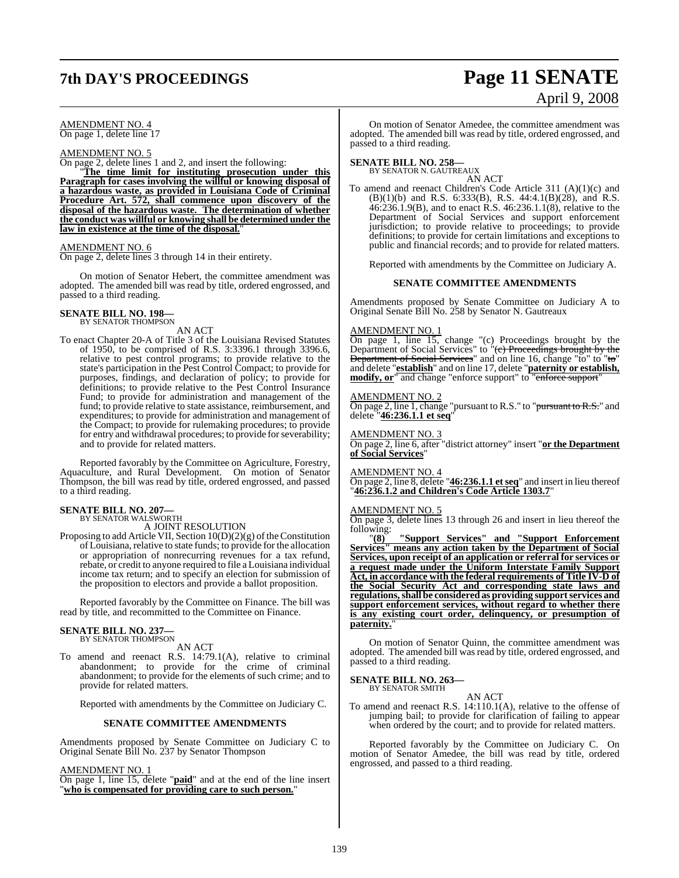AMENDMENT NO. 4
On page 1, delete line 17

AMENDMENT NO. 5
On page 2, delete lines 1 and 2, and insert the following:

"**The time limit for instituting prosecution under this Paragraph for cases involving the willful or knowing disposal of a hazardous waste, as provided in Louisiana Code of Criminal Procedure Art. 572, shall commence upon discovery of the disposal of the hazardous waste. The determination of whether the conduct was willful or knowing shall be determined under the law in existence at the time of the disposal.**"

AMENDMENT NO. 6
On page 2, delete lines 3 through 14 in their entirety.

On motion of Senator Hebert, the committee amendment was adopted. The amended bill was read by title, ordered engrossed, and passed to a third reading.

**SENATE BILL NO. 198—**
BY SENATOR THOMPSON

AN ACT

To enact Chapter 20-A of Title 3 of the Louisiana Revised Statutes of 1950, to be comprised of R.S. 3:3396.1 through 3396.6, relative to pest control programs; to provide relative to the state's participation in the Pest Control Compact; to provide for purposes, findings, and declaration of policy; to provide for definitions; to provide relative to the Pest Control Insurance Fund; to provide for administration and management of the fund; to provide relative to state assistance, reimbursement, and expenditures; to provide for administration and management of the Compact; to provide for rulemaking procedures; to provide for entry and withdrawal procedures; to provide for severability; and to provide for related matters.

Reported favorably by the Committee on Agriculture, Forestry, Aquaculture, and Rural Development. On motion of Senator Thompson, the bill was read by title, ordered engrossed, and passed to a third reading.

**SENATE BILL NO. 207—**
BY SENATOR WALSWORTH

A JOINT RESOLUTION

Proposing to add Article VII, Section 10(D)(2)(g) of the Constitution of Louisiana, relative to state funds; to provide for the allocation or appropriation of nonrecurring revenues for a tax refund, rebate, or credit to anyone required to file a Louisiana individual income tax return; and to specify an election for submission of the proposition to electors and provide a ballot proposition.

Reported favorably by the Committee on Finance. The bill was read by title, and recommitted to the Committee on Finance.

**SENATE BILL NO. 237—**
BY SENATOR THOMPSON

AN ACT

To amend and reenact R.S. 14:79.1(A), relative to criminal abandonment; to provide for the crime of criminal abandonment; to provide for the elements of such crime; and to provide for related matters.

Reported with amendments by the Committee on Judiciary C.

**SENATE COMMITTEE AMENDMENTS**

Amendments proposed by Senate Committee on Judiciary C to Original Senate Bill No. 237 by Senator Thompson

AMENDMENT NO. 1
On page 1, line 15, delete "**paid**" and at the end of the line insert "**who is compensated for providing care to such person.**"

On motion of Senator Amedee, the committee amendment was adopted. The amended bill was read by title, ordered engrossed, and passed to a third reading.

**SENATE BILL NO. 258—**
BY SENATOR N. GAUTREAUX

AN ACT

To amend and reenact Children's Code Article 311 (A)(1)(c) and (B)(1)(b) and R.S. 6:333(B), R.S. 44:4.1(B)(28), and R.S. 46:236.1.9(B), and to enact R.S. 46:236.1.1(8), relative to the Department of Social Services and support enforcement jurisdiction; to provide relative to proceedings; to provide definitions; to provide for certain limitations and exceptions to public and financial records; and to provide for related matters.

Reported with amendments by the Committee on Judiciary A.

**SENATE COMMITTEE AMENDMENTS**

Amendments proposed by Senate Committee on Judiciary A to Original Senate Bill No. 258 by Senator N. Gautreaux

AMENDMENT NO. 1
On page 1, line 15, change "(c) Proceedings brought by the Department of Social Services" to "~~(c) Proceedings brought by the Department of Social Services~~" and on line 16, change "to" to "~~to~~" and delete "**establish**" and on line 17, delete "**paternity or establish, modify, or**" and change "enforce support" to "~~enforce support~~"

AMENDMENT NO. 2
On page 2, line 1, change "pursuant to R.S." to "~~pursuant to R.S.~~" and delete "**46:236.1.1 et seq**"

AMENDMENT NO. 3
On page 2, line 6, after "district attorney" insert "**or the Department of Social Services**"

AMENDMENT NO. 4
On page 2, line 8, delete "**46:236.1.1 et seq**" and insert in lieu thereof "**46:236.1.2 and Children's Code Article 1303.7**"

AMENDMENT NO. 5
On page 3, delete lines 13 through 26 and insert in lieu thereof the following:

"**(8) "Support Services" and "Support Enforcement Services" means any action taken by the Department of Social Services, upon receipt of an application or referral for services or a request made under the Uniform Interstate Family Support Act, in accordance with the federal requirements of Title IV-D of the Social Security Act and corresponding state laws and regulations, shall be considered as providing support services and support enforcement services, without regard to whether there is any existing court order, delinquency, or presumption of paternity.**"

On motion of Senator Quinn, the committee amendment was adopted. The amended bill was read by title, ordered engrossed, and passed to a third reading.

**SENATE BILL NO. 263—**
BY SENATOR SMITH

AN ACT

To amend and reenact R.S. 14:110.1(A), relative to the offense of jumping bail; to provide for clarification of failing to appear when ordered by the court; and to provide for related matters.

Reported favorably by the Committee on Judiciary C. On motion of Senator Amedee, the bill was read by title, ordered engrossed, and passed to a third reading.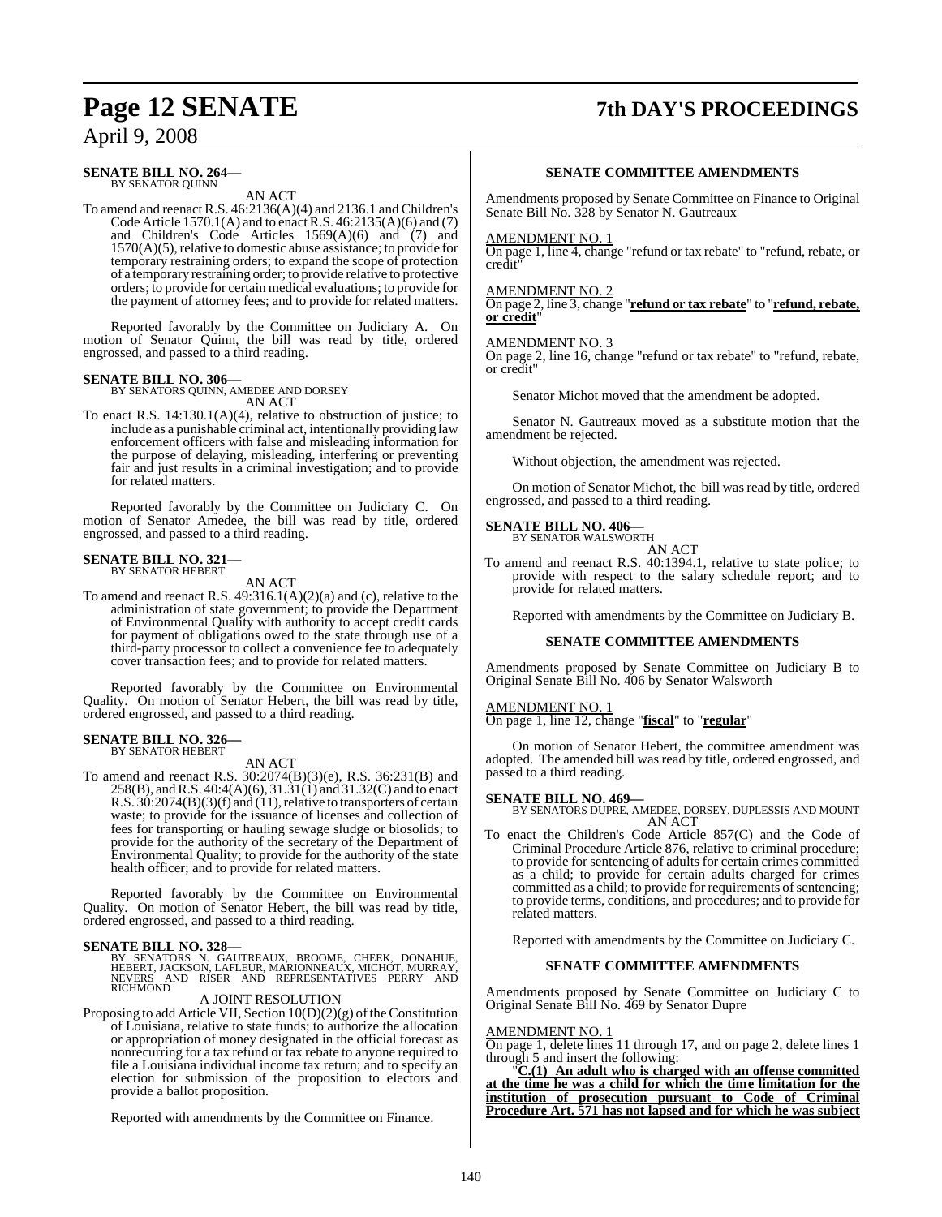**SENATE BILL NO. 264—**
BY SENATOR QUINN

AN ACT

To amend and reenact R.S. 46:2136(A)(4) and 2136.1 and Children's Code Article 1570.1(A) and to enact R.S. 46:2135(A)(6) and (7) and Children's Code Articles 1569(A)(6) and (7) and 1570(A)(5), relative to domestic abuse assistance; to provide for temporary restraining orders; to expand the scope of protection of a temporary restraining order; to provide relative to protective orders; to provide for certain medical evaluations; to provide for the payment of attorney fees; and to provide for related matters.

Reported favorably by the Committee on Judiciary A. On motion of Senator Quinn, the bill was read by title, ordered engrossed, and passed to a third reading.

**SENATE BILL NO. 306—**
BY SENATORS QUINN, AMEDEE AND DORSEY

AN ACT

To enact R.S. 14:130.1(A)(4), relative to obstruction of justice; to include as a punishable criminal act, intentionally providing law enforcement officers with false and misleading information for the purpose of delaying, misleading, interfering or preventing fair and just results in a criminal investigation; and to provide for related matters.

Reported favorably by the Committee on Judiciary C. On motion of Senator Amedee, the bill was read by title, ordered engrossed, and passed to a third reading.

**SENATE BILL NO. 321—**
BY SENATOR HEBERT

AN ACT

To amend and reenact R.S. 49:316.1(A)(2)(a) and (c), relative to the administration of state government; to provide the Department of Environmental Quality with authority to accept credit cards for payment of obligations owed to the state through use of a third-party processor to collect a convenience fee to adequately cover transaction fees; and to provide for related matters.

Reported favorably by the Committee on Environmental Quality. On motion of Senator Hebert, the bill was read by title, ordered engrossed, and passed to a third reading.

**SENATE BILL NO. 326—**
BY SENATOR HEBERT

AN ACT

To amend and reenact R.S. 30:2074(B)(3)(e), R.S. 36:231(B) and 258(B), and R.S. 40:4(A)(6), 31.31(1) and 31.32(C) and to enact R.S. 30:2074(B)(3)(f) and (11), relative to transporters of certain waste; to provide for the issuance of licenses and collection of fees for transporting or hauling sewage sludge or biosolids; to provide for the authority of the secretary of the Department of Environmental Quality; to provide for the authority of the state health officer; and to provide for related matters.

Reported favorably by the Committee on Environmental Quality. On motion of Senator Hebert, the bill was read by title, ordered engrossed, and passed to a third reading.

**SENATE BILL NO. 328—**
BY SENATORS N. GAUTREAUX, BROOME, CHEEK, DONAHUE, HEBERT, JACKSON, LAFLEUR, MARIONNEAUX, MICHOT, MURRAY, NEVERS AND RISER AND REPRESENTATIVES PERRY AND RICHMOND

A JOINT RESOLUTION

Proposing to add Article VII, Section 10(D)(2)(g) of the Constitution of Louisiana, relative to state funds; to authorize the allocation or appropriation of money designated in the official forecast as nonrecurring for a tax refund or tax rebate to anyone required to file a Louisiana individual income tax return; and to specify an election for submission of the proposition to electors and provide a ballot proposition.

Reported with amendments by the Committee on Finance.

**SENATE COMMITTEE AMENDMENTS**

Amendments proposed by Senate Committee on Finance to Original Senate Bill No. 328 by Senator N. Gautreaux

AMENDMENT NO. 1
On page 1, line 4, change "refund or tax rebate" to "refund, rebate, or credit"

AMENDMENT NO. 2
On page 2, line 3, change "**refund or tax rebate**" to "**refund, rebate, or credit**"

AMENDMENT NO. 3
On page 2, line 16, change "refund or tax rebate" to "refund, rebate, or credit"

Senator Michot moved that the amendment be adopted.

Senator N. Gautreaux moved as a substitute motion that the amendment be rejected.

Without objection, the amendment was rejected.

On motion of Senator Michot, the bill was read by title, ordered engrossed, and passed to a third reading.

**SENATE BILL NO. 406—**
BY SENATOR WALSWORTH

AN ACT

To amend and reenact R.S. 40:1394.1, relative to state police; to provide with respect to the salary schedule report; and to provide for related matters.

Reported with amendments by the Committee on Judiciary B.

**SENATE COMMITTEE AMENDMENTS**

Amendments proposed by Senate Committee on Judiciary B to Original Senate Bill No. 406 by Senator Walsworth

AMENDMENT NO. 1
On page 1, line 12, change "**fiscal**" to "**regular**"

On motion of Senator Hebert, the committee amendment was adopted. The amended bill was read by title, ordered engrossed, and passed to a third reading.

**SENATE BILL NO. 469—**
BY SENATORS DUPRE, AMEDEE, DORSEY, DUPLESSIS AND MOUNT

AN ACT

To enact the Children's Code Article 857(C) and the Code of Criminal Procedure Article 876, relative to criminal procedure; to provide for sentencing of adults for certain crimes committed as a child; to provide for certain adults charged for crimes committed as a child; to provide for requirements of sentencing; to provide terms, conditions, and procedures; and to provide for related matters.

Reported with amendments by the Committee on Judiciary C.

**SENATE COMMITTEE AMENDMENTS**

Amendments proposed by Senate Committee on Judiciary C to Original Senate Bill No. 469 by Senator Dupre

AMENDMENT NO. 1
On page 1, delete lines 11 through 17, and on page 2, delete lines 1 through 5 and insert the following:

"**C.(1) An adult who is charged with an offense committed at the time he was a child for which the time limitation for the institution of prosecution pursuant to Code of Criminal Procedure Art. 571 has not lapsed and for which he was subject**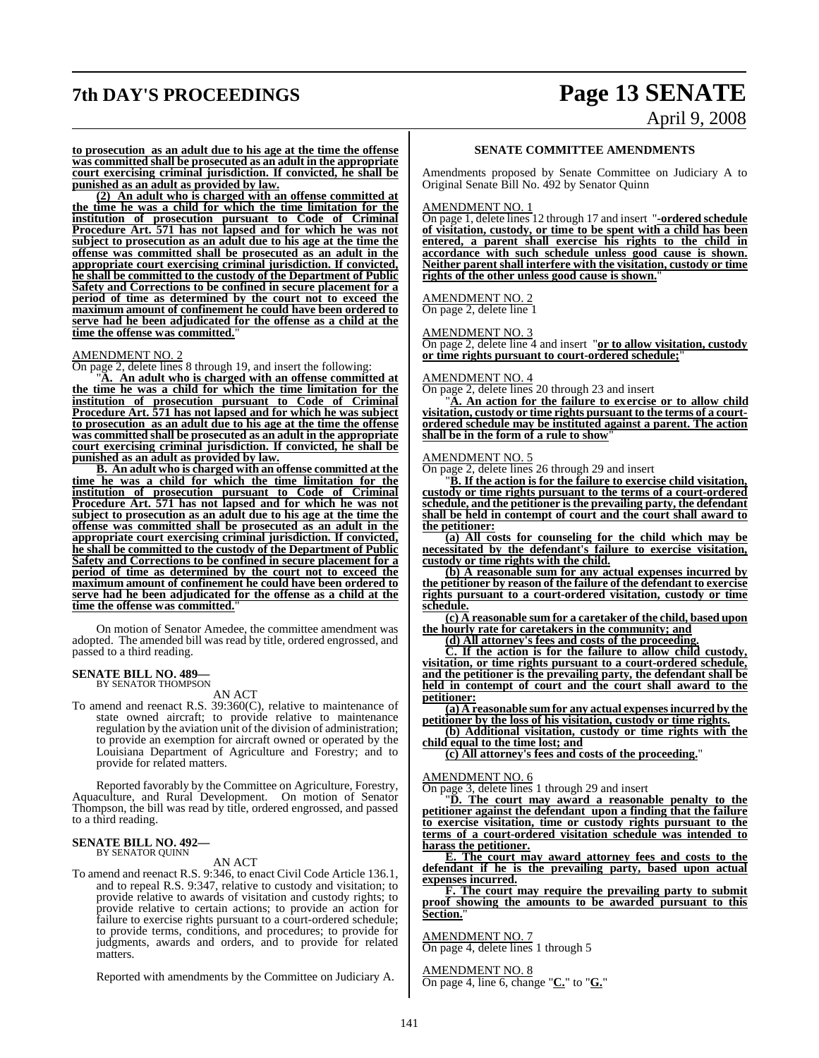**to prosecution as an adult due to his age at the time the offense was committed shall be prosecuted as an adult in the appropriate court exercising criminal jurisdiction. If convicted, he shall be punished as an adult as provided by law.**

**(2) An adult who is charged with an offense committed at the time he was a child for which the time limitation for the institution of prosecution pursuant to Code of Criminal Procedure Art. 571 has not lapsed and for which he was not subject to prosecution as an adult due to his age at the time the offense was committed shall be prosecuted as an adult in the appropriate court exercising criminal jurisdiction. If convicted, he shall be committed to the custody of the Department of Public Safety and Corrections to be confined in secure placement for a period of time as determined by the court not to exceed the maximum amount of confinement he could have been ordered to serve had he been adjudicated for the offense as a child at the time the offense was committed.**"

AMENDMENT NO. 2

On page 2, delete lines 8 through 19, and insert the following:

"**A. An adult who is charged with an offense committed at the time he was a child for which the time limitation for the institution of prosecution pursuant to Code of Criminal Procedure Art. 571 has not lapsed and for which he was subject to prosecution as an adult due to his age at the time the offense was committed shall be prosecuted as an adult in the appropriate court exercising criminal jurisdiction. If convicted, he shall be punished as an adult as provided by law.**

**B. An adult who is charged with an offense committed at the time he was a child for which the time limitation for the institution of prosecution pursuant to Code of Criminal Procedure Art. 571 has not lapsed and for which he was not subject to prosecution as an adult due to his age at the time the offense was committed shall be prosecuted as an adult in the appropriate court exercising criminal jurisdiction. If convicted, he shall be committed to the custody of the Department of Public Safety and Corrections to be confined in secure placement for a period of time as determined by the court not to exceed the maximum amount of confinement he could have been ordered to serve had he been adjudicated for the offense as a child at the time the offense was committed.**"

On motion of Senator Amedee, the committee amendment was adopted. The amended bill was read by title, ordered engrossed, and passed to a third reading.

**SENATE BILL NO. 489—**
BY SENATOR THOMPSON

AN ACT

To amend and reenact R.S. 39:360(C), relative to maintenance of state owned aircraft; to provide relative to maintenance regulation by the aviation unit of the division of administration; to provide an exemption for aircraft owned or operated by the Louisiana Department of Agriculture and Forestry; and to provide for related matters.

Reported favorably by the Committee on Agriculture, Forestry, Aquaculture, and Rural Development. On motion of Senator Thompson, the bill was read by title, ordered engrossed, and passed to a third reading.

**SENATE BILL NO. 492—**
BY SENATOR QUINN

AN ACT

To amend and reenact R.S. 9:346, to enact Civil Code Article 136.1, and to repeal R.S. 9:347, relative to custody and visitation; to provide relative to awards of visitation and custody rights; to provide relative to certain actions; to provide an action for failure to exercise rights pursuant to a court-ordered schedule; to provide terms, conditions, and procedures; to provide for judgments, awards and orders, and to provide for related matters.

Reported with amendments by the Committee on Judiciary A.

**SENATE COMMITTEE AMENDMENTS**

Amendments proposed by Senate Committee on Judiciary A to Original Senate Bill No. 492 by Senator Quinn

AMENDMENT NO. 1

On page 1, delete lines 12 through 17 and insert "**-ordered schedule of visitation, custody, or time to be spent with a child has been entered, a parent shall exercise his rights to the child in accordance with such schedule unless good cause is shown. Neither parent shall interfere with the visitation, custody or time rights of the other unless good cause is shown.**"

AMENDMENT NO. 2

On page 2, delete line 1

AMENDMENT NO. 3

On page 2, delete line 4 and insert "**or to allow visitation, custody or time rights pursuant to court-ordered schedule;**"

AMENDMENT NO. 4

On page 2, delete lines 20 through 23 and insert

"**A. An action for the failure to exercise or to allow child visitation, custody or time rights pursuant to the terms of a court-ordered schedule may be instituted against a parent. The action shall be in the form of a rule to show**"

AMENDMENT NO. 5

On page 2, delete lines 26 through 29 and insert

"**B. If the action is for the failure to exercise child visitation, custody or time rights pursuant to the terms of a court-ordered schedule, and the petitioner is the prevailing party, the defendant shall be held in contempt of court and the court shall award to the petitioner:**

**(a) All costs for counseling for the child which may be necessitated by the defendant's failure to exercise visitation, custody or time rights with the child.**

**(b) A reasonable sum for any actual expenses incurred by the petitioner by reason of the failure of the defendant to exercise rights pursuant to a court-ordered visitation, custody or time schedule.**

**(c) A reasonable sum for a caretaker of the child, based upon the hourly rate for caretakers in the community; and**

**(d) All attorney's fees and costs of the proceeding.**

**C. If the action is for the failure to allow child custody, visitation, or time rights pursuant to a court-ordered schedule, and the petitioner is the prevailing party, the defendant shall be held in contempt of court and the court shall award to the petitioner:**

**(a) A reasonable sum for any actual expenses incurred by the petitioner by the loss of his visitation, custody or time rights.**

**(b) Additional visitation, custody or time rights with the child equal to the time lost; and**

**(c) All attorney's fees and costs of the proceeding.**"

AMENDMENT NO. 6

On page 3, delete lines 1 through 29 and insert

"**D. The court may award a reasonable penalty to the petitioner against the defendant upon a finding that the failure to exercise visitation, time or custody rights pursuant to the terms of a court-ordered visitation schedule was intended to harass the petitioner.**

**E. The court may award attorney fees and costs to the defendant if he is the prevailing party, based upon actual expenses incurred.**

**F. The court may require the prevailing party to submit proof showing the amounts to be awarded pursuant to this Section.**"

AMENDMENT NO. 7

On page 4, delete lines 1 through 5

AMENDMENT NO. 8

On page 4, line 6, change "**C.**" to "**G.**"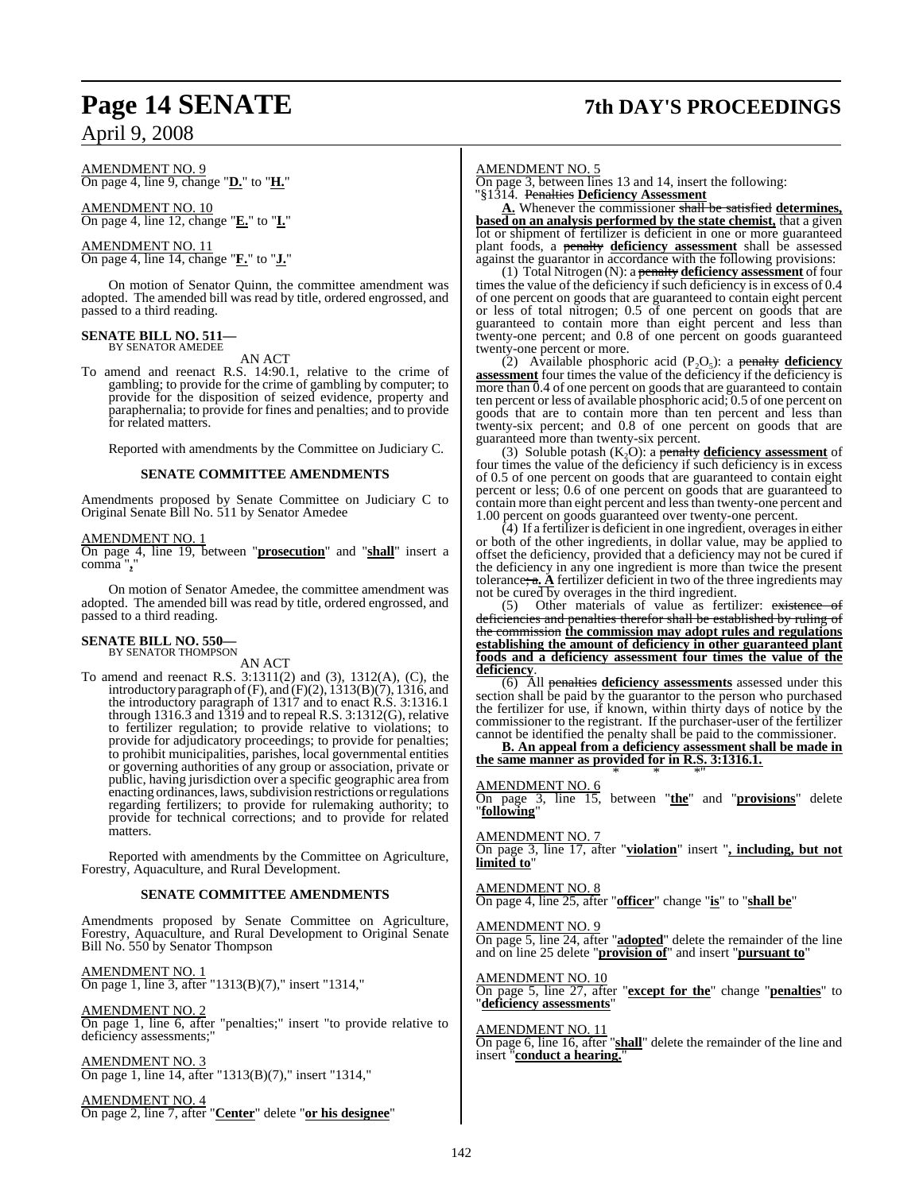AMENDMENT NO. 9
On page 4, line 9, change "**D.**" to "**H.**"

AMENDMENT NO. 10
On page 4, line 12, change "**E.**" to "**I.**"

AMENDMENT NO. 11
On page 4, line 14, change "**F.**" to "**J.**"

On motion of Senator Quinn, the committee amendment was adopted. The amended bill was read by title, ordered engrossed, and passed to a third reading.

**SENATE BILL NO. 511—**
BY SENATOR AMEDEE

AN ACT

To amend and reenact R.S. 14:90.1, relative to the crime of gambling; to provide for the crime of gambling by computer; to provide for the disposition of seized evidence, property and paraphernalia; to provide for fines and penalties; and to provide for related matters.

Reported with amendments by the Committee on Judiciary C.

**SENATE COMMITTEE AMENDMENTS**

Amendments proposed by Senate Committee on Judiciary C to Original Senate Bill No. 511 by Senator Amedee

AMENDMENT NO. 1
On page 4, line 19, between "**prosecution**" and "**shall**" insert a comma "**,**"

On motion of Senator Amedee, the committee amendment was adopted. The amended bill was read by title, ordered engrossed, and passed to a third reading.

**SENATE BILL NO. 550—**
BY SENATOR THOMPSON

AN ACT

To amend and reenact R.S. 3:1311(2) and (3), 1312(A), (C), the introductory paragraph of (F), and (F)(2), 1313(B)(7), 1316, and the introductory paragraph of 1317 and to enact R.S. 3:1316.1 through 1316.3 and 1319 and to repeal R.S. 3:1312(G), relative to fertilizer regulation; to provide relative to violations; to provide for adjudicatory proceedings; to provide for penalties; to prohibit municipalities, parishes, local governmental entities or governing authorities of any group or association, private or public, having jurisdiction over a specific geographic area from enacting ordinances, laws, subdivision restrictions or regulations regarding fertilizers; to provide for rulemaking authority; to provide for technical corrections; and to provide for related matters.

Reported with amendments by the Committee on Agriculture, Forestry, Aquaculture, and Rural Development.

**SENATE COMMITTEE AMENDMENTS**

Amendments proposed by Senate Committee on Agriculture, Forestry, Aquaculture, and Rural Development to Original Senate Bill No. 550 by Senator Thompson

AMENDMENT NO. 1
On page 1, line 3, after "1313(B)(7)," insert "1314,"

AMENDMENT NO. 2
On page 1, line 6, after "penalties;" insert "to provide relative to deficiency assessments;"

AMENDMENT NO. 3
On page 1, line 14, after "1313(B)(7)," insert "1314,"

AMENDMENT NO. 4
On page 2, line 7, after "**Center**" delete "**or his designee**"

AMENDMENT NO. 5
On page 3, between lines 13 and 14, insert the following:
"§1314. ~~Penalties~~ **Deficiency Assessment**

**A.** Whenever the commissioner ~~shall be satisfied~~ **determines, based on an analysis performed by the state chemist,** that a given lot or shipment of fertilizer is deficient in one or more guaranteed plant foods, a ~~penalty~~ **deficiency assessment** shall be assessed against the guarantor in accordance with the following provisions:

(1) Total Nitrogen (N): a ~~penalty~~ **deficiency assessment** of four times the value of the deficiency if such deficiency is in excess of 0.4 of one percent on goods that are guaranteed to contain eight percent or less of total nitrogen; 0.5 of one percent on goods that are guaranteed to contain more than eight percent and less than twenty-one percent; and 0.8 of one percent on goods guaranteed twenty-one percent or more.

(2) Available phosphoric acid ($P_2O_5$): a ~~penalty~~ **deficiency assessment** four times the value of the deficiency if the deficiency is more than 0.4 of one percent on goods that are guaranteed to contain ten percent or less of available phosphoric acid; 0.5 of one percent on goods that are to contain more than ten percent and less than twenty-six percent; and 0.8 of one percent on goods that are guaranteed more than twenty-six percent.

(3) Soluble potash ($K_2O$): a ~~penalty~~ **deficiency assessment** of four times the value of the deficiency if such deficiency is in excess of 0.5 of one percent on goods that are guaranteed to contain eight percent or less; 0.6 of one percent on goods that are guaranteed to contain more than eight percent and less than twenty-one percent and 1.00 percent on goods guaranteed over twenty-one percent.

(4) If a fertilizer is deficient in one ingredient, overages in either or both of the other ingredients, in dollar value, may be applied to offset the deficiency, provided that a deficiency may not be cured if the deficiency in any one ingredient is more than twice the present tolerance~~; a.~~ **. A** fertilizer deficient in two of the three ingredients may not be cured by overages in the third ingredient.

(5) Other materials of value as fertilizer: ~~existence of deficiencies and penalties therefor shall be established by ruling of the commission~~ **the commission may adopt rules and regulations establishing the amount of deficiency in other guaranteed plant foods and a deficiency assessment four times the value of the deficiency**.

(6) All ~~penalties~~ **deficiency assessments** assessed under this section shall be paid by the guarantor to the person who purchased the fertilizer for use, if known, within thirty days of notice by the commissioner to the registrant. If the purchaser-user of the fertilizer cannot be identified the penalty shall be paid to the commissioner.

**B. An appeal from a deficiency assessment shall be made in the same manner as provided for in R.S. 3:1316.1.**

\* \* \*"

AMENDMENT NO. 6
On page 3, line 15, between "**the**" and "**provisions**" delete "**following**"

AMENDMENT NO. 7
On page 3, line 17, after "**violation**" insert "**, including, but not limited to**"

AMENDMENT NO. 8
On page 4, line 25, after "**officer**" change "**is**" to "**shall be**"

AMENDMENT NO. 9
On page 5, line 24, after "**adopted**" delete the remainder of the line and on line 25 delete "**provision of**" and insert "**pursuant to**"

AMENDMENT NO. 10
On page 5, line 27, after "**except for the**" change "**penalties**" to "**deficiency assessments**"

AMENDMENT NO. 11
On page 6, line 16, after "**shall**" delete the remainder of the line and insert "**conduct a hearing.**"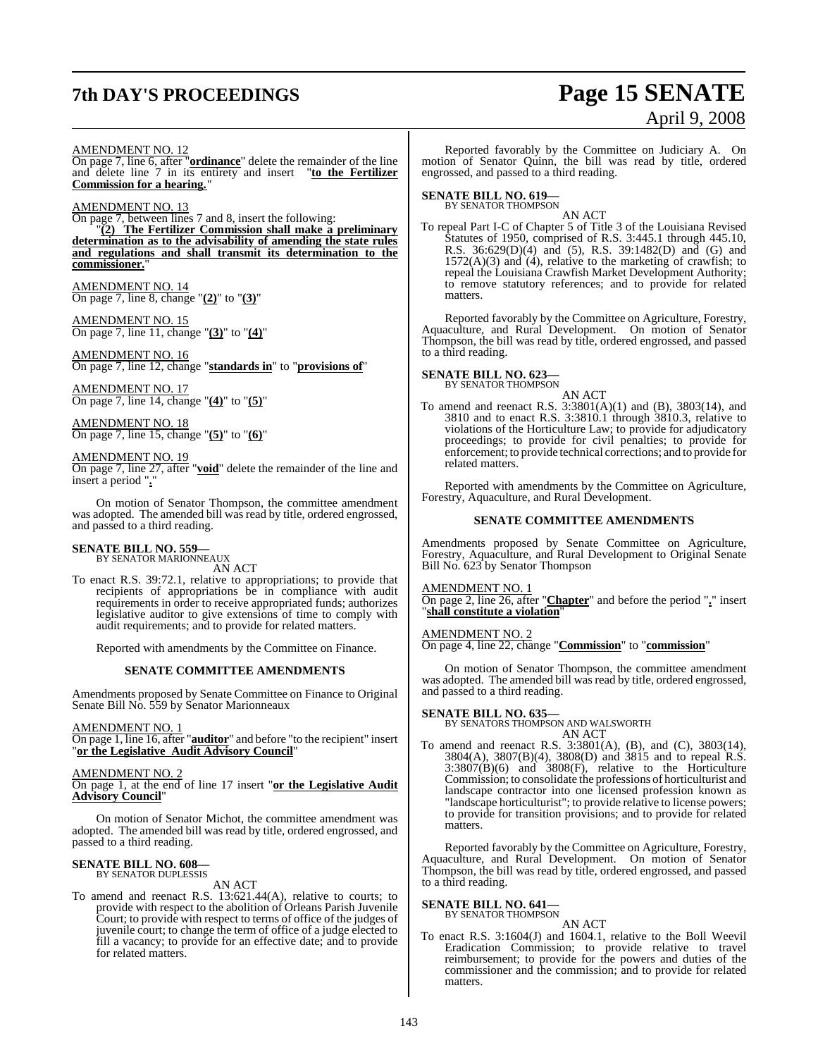AMENDMENT NO. 12
On page 7, line 6, after "**ordinance**" delete the remainder of the line and delete line 7 in its entirety and insert "**to the Fertilizer Commission for a hearing.**"

AMENDMENT NO. 13
On page 7, between lines 7 and 8, insert the following:

"**(2) The Fertilizer Commission shall make a preliminary determination as to the advisability of amending the state rules and regulations and shall transmit its determination to the commissioner.**"

AMENDMENT NO. 14
On page 7, line 8, change "**(2)**" to "**(3)**"

AMENDMENT NO. 15
On page 7, line 11, change "**(3)**" to "**(4)**"

AMENDMENT NO. 16
On page 7, line 12, change "**standards in**" to "**provisions of**"

AMENDMENT NO. 17
On page 7, line 14, change "**(4)**" to "**(5)**"

AMENDMENT NO. 18
On page 7, line 15, change "**(5)**" to "**(6)**"

AMENDMENT NO. 19
On page 7, line 27, after "**void**" delete the remainder of the line and insert a period "**.**"

On motion of Senator Thompson, the committee amendment was adopted. The amended bill was read by title, ordered engrossed, and passed to a third reading.

**SENATE BILL NO. 559—**
BY SENATOR MARIONNEAUX

AN ACT

To enact R.S. 39:72.1, relative to appropriations; to provide that recipients of appropriations be in compliance with audit requirements in order to receive appropriated funds; authorizes legislative auditor to give extensions of time to comply with audit requirements; and to provide for related matters.

Reported with amendments by the Committee on Finance.

**SENATE COMMITTEE AMENDMENTS**

Amendments proposed by Senate Committee on Finance to Original Senate Bill No. 559 by Senator Marionneaux

AMENDMENT NO. 1
On page 1, line 16, after "**auditor**" and before "to the recipient" insert "**or the Legislative Audit Advisory Council**"

AMENDMENT NO. 2
On page 1, at the end of line 17 insert "**or the Legislative Audit Advisory Council**"

On motion of Senator Michot, the committee amendment was adopted. The amended bill was read by title, ordered engrossed, and passed to a third reading.

**SENATE BILL NO. 608—**
BY SENATOR DUPLESSIS

AN ACT

To amend and reenact R.S. 13:621.44(A), relative to courts; to provide with respect to the abolition of Orleans Parish Juvenile Court; to provide with respect to terms of office of the judges of juvenile court; to change the term of office of a judge elected to fill a vacancy; to provide for an effective date; and to provide for related matters.

Reported favorably by the Committee on Judiciary A. On motion of Senator Quinn, the bill was read by title, ordered engrossed, and passed to a third reading.

**SENATE BILL NO. 619—**
BY SENATOR THOMPSON

AN ACT

To repeal Part I-C of Chapter 5 of Title 3 of the Louisiana Revised Statutes of 1950, comprised of R.S. 3:445.1 through 445.10, R.S. 36:629(D)(4) and (5), R.S. 39:1482(D) and (G) and 1572(A)(3) and (4), relative to the marketing of crawfish; to repeal the Louisiana Crawfish Market Development Authority; to remove statutory references; and to provide for related matters.

Reported favorably by the Committee on Agriculture, Forestry, Aquaculture, and Rural Development. On motion of Senator Thompson, the bill was read by title, ordered engrossed, and passed to a third reading.

**SENATE BILL NO. 623—**
BY SENATOR THOMPSON

AN ACT

To amend and reenact R.S. 3:3801(A)(1) and (B), 3803(14), and 3810 and to enact R.S. 3:3810.1 through 3810.3, relative to violations of the Horticulture Law; to provide for adjudicatory proceedings; to provide for civil penalties; to provide for enforcement; to provide technical corrections; and to provide for related matters.

Reported with amendments by the Committee on Agriculture, Forestry, Aquaculture, and Rural Development.

**SENATE COMMITTEE AMENDMENTS**

Amendments proposed by Senate Committee on Agriculture, Forestry, Aquaculture, and Rural Development to Original Senate Bill No. 623 by Senator Thompson

AMENDMENT NO. 1
On page 2, line 26, after "**Chapter**" and before the period "**.**" insert "**shall constitute a violation**"

AMENDMENT NO. 2
On page 4, line 22, change "**Commission**" to "**commission**"

On motion of Senator Thompson, the committee amendment was adopted. The amended bill was read by title, ordered engrossed, and passed to a third reading.

**SENATE BILL NO. 635—**
BY SENATORS THOMPSON AND WALSWORTH

AN ACT

To amend and reenact R.S. 3:3801(A), (B), and (C), 3803(14), 3804(A), 3807(B)(4), 3808(D) and 3815 and to repeal R.S. 3:3807(B)(6) and 3808(F), relative to the Horticulture Commission; to consolidate the professions of horticulturist and landscape contractor into one licensed profession known as "landscape horticulturist"; to provide relative to license powers; to provide for transition provisions; and to provide for related matters.

Reported favorably by the Committee on Agriculture, Forestry, Aquaculture, and Rural Development. On motion of Senator Thompson, the bill was read by title, ordered engrossed, and passed to a third reading.

**SENATE BILL NO. 641—**
BY SENATOR THOMPSON

AN ACT

To enact R.S. 3:1604(J) and 1604.1, relative to the Boll Weevil Eradication Commission; to provide relative to travel reimbursement; to provide for the powers and duties of the commissioner and the commission; and to provide for related matters.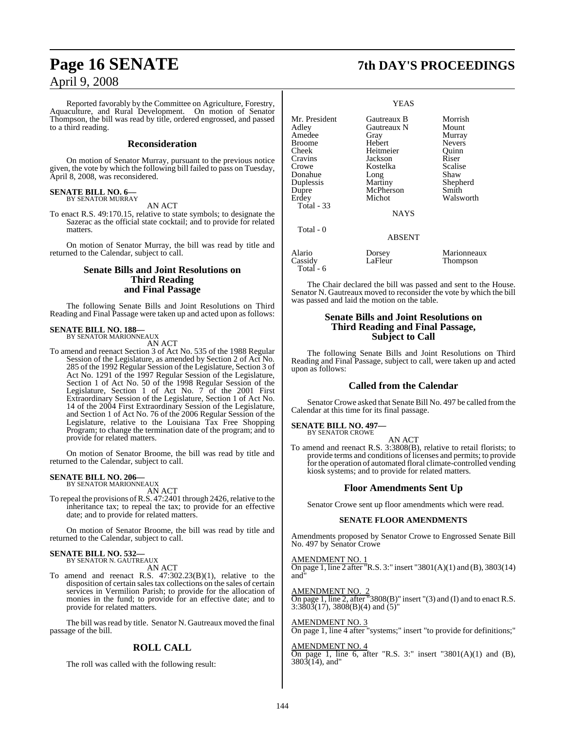Reported favorably by the Committee on Agriculture, Forestry, Aquaculture, and Rural Development. On motion of Senator Thompson, the bill was read by title, ordered engrossed, and passed to a third reading.

## Reconsideration

On motion of Senator Murray, pursuant to the previous notice given, the vote by which the following bill failed to pass on Tuesday, April 8, 2008, was reconsidered.

**SENATE BILL NO. 6—**
BY SENATOR MURRAY

AN ACT

To enact R.S. 49:170.15, relative to state symbols; to designate the Sazerac as the official state cocktail; and to provide for related matters.

On motion of Senator Murray, the bill was read by title and returned to the Calendar, subject to call.

## Senate Bills and Joint Resolutions on Third Reading and Final Passage

The following Senate Bills and Joint Resolutions on Third Reading and Final Passage were taken up and acted upon as follows:

**SENATE BILL NO. 188—**
BY SENATOR MARIONNEAUX

AN ACT

To amend and reenact Section 3 of Act No. 535 of the 1988 Regular Session of the Legislature, as amended by Section 2 of Act No. 285 of the 1992 Regular Session of the Legislature, Section 3 of Act No. 1291 of the 1997 Regular Session of the Legislature, Section 1 of Act No. 50 of the 1998 Regular Session of the Legislature, Section 1 of Act No. 7 of the 2001 First Extraordinary Session of the Legislature, Section 1 of Act No. 14 of the 2004 First Extraordinary Session of the Legislature, and Section 1 of Act No. 76 of the 2006 Regular Session of the Legislature, relative to the Louisiana Tax Free Shopping Program; to change the termination date of the program; and to provide for related matters.

On motion of Senator Broome, the bill was read by title and returned to the Calendar, subject to call.

**SENATE BILL NO. 206—**
BY SENATOR MARIONNEAUX

AN ACT

To repeal the provisions of R.S. 47:2401 through 2426, relative to the inheritance tax; to repeal the tax; to provide for an effective date; and to provide for related matters.

On motion of Senator Broome, the bill was read by title and returned to the Calendar, subject to call.

**SENATE BILL NO. 532—**
BY SENATOR N. GAUTREAUX

AN ACT

To amend and reenact R.S. 47:302.23(B)(1), relative to the disposition of certain sales tax collections on the sales of certain services in Vermilion Parish; to provide for the allocation of monies in the fund; to provide for an effective date; and to provide for related matters.

The bill was read by title. Senator N. Gautreaux moved the final passage of the bill.

## ROLL CALL

The roll was called with the following result:

YEAS

| | | |
|---|---|---|
| Mr. President | Gautreaux B | Morrish |
| Adley | Gautreaux N | Mount |
| Amedee | Gray | Murray |
| Broome | Hebert | Nevers |
| Cheek | Heitmeier | Quinn |
| Cravins | Jackson | Riser |
| Crowe | Kostelka | Scalise |
| Donahue | Long | Shaw |
| Duplessis | Martiny | Shepherd |
| Dupre | McPherson | Smith |
| Erdey | Michot | Walsworth |
| Total - 33 | | |

NAYS

Total - 0

ABSENT

| | | |
|---|---|---|
| Alario | Dorsey | Marionneaux |
| Cassidy | LaFleur | Thompson |
| Total - 6 | | |

The Chair declared the bill was passed and sent to the House. Senator N. Gautreaux moved to reconsider the vote by which the bill was passed and laid the motion on the table.

## Senate Bills and Joint Resolutions on Third Reading and Final Passage, Subject to Call

The following Senate Bills and Joint Resolutions on Third Reading and Final Passage, subject to call, were taken up and acted upon as follows:

## Called from the Calendar

Senator Crowe asked that Senate Bill No. 497 be called from the Calendar at this time for its final passage.

**SENATE BILL NO. 497—**
BY SENATOR CROWE

AN ACT

To amend and reenact R.S. 3:3808(B), relative to retail florists; to provide terms and conditions of licenses and permits; to provide for the operation of automated floral climate-controlled vending kiosk systems; and to provide for related matters.

## Floor Amendments Sent Up

Senator Crowe sent up floor amendments which were read.

### SENATE FLOOR AMENDMENTS

Amendments proposed by Senator Crowe to Engrossed Senate Bill No. 497 by Senator Crowe

AMENDMENT NO. 1
On page 1, line 2 after "R.S. 3:" insert "3801(A)(1) and (B), 3803(14) and"

AMENDMENT NO. 2
On page 1, line 2, after "3808(B)" insert "(3) and (I) and to enact R.S. 3:3803(17), 3808(B)(4) and (5)"

AMENDMENT NO. 3
On page 1, line 4 after "systems;" insert "to provide for definitions;"

AMENDMENT NO. 4
On page 1, line 6, after "R.S. 3:" insert "3801(A)(1) and (B), 3803(14), and"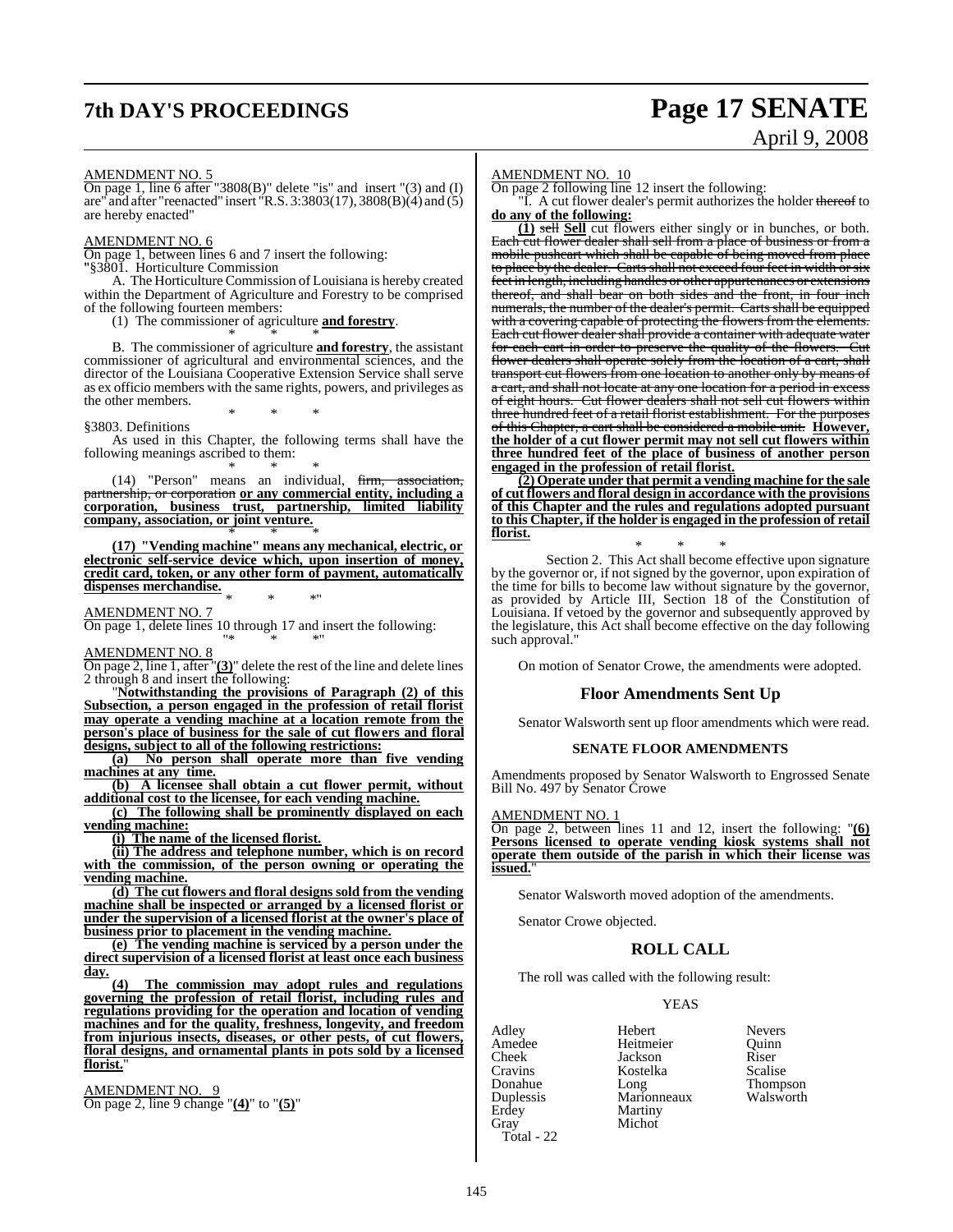AMENDMENT NO. 5

On page 1, line 6 after "3808(B)" delete "is" and insert "(3) and (I) are" and after "reenacted" insert "R.S. 3:3803(17), 3808(B)(4) and (5) are hereby enacted"

AMENDMENT NO. 6

On page 1, between lines 6 and 7 insert the following:

"§3801. Horticulture Commission

A. The Horticulture Commission of Louisiana is hereby created within the Department of Agriculture and Forestry to be comprised of the following fourteen members:

(1) The commissioner of agriculture **and forestry**.

\* \* \*

B. The commissioner of agriculture **and forestry**, the assistant commissioner of agricultural and environmental sciences, and the director of the Louisiana Cooperative Extension Service shall serve as ex officio members with the same rights, powers, and privileges as the other members.

\* \* \*

§3803. Definitions

As used in this Chapter, the following terms shall have the following meanings ascribed to them:

\* \* \*

(14) "Person" means an individual, ~~firm, association, partnership, or corporation~~ **or any commercial entity, including a corporation, business trust, partnership, limited liability company, association, or joint venture.**

\* \* \*

**(17) "Vending machine" means any mechanical, electric, or electronic self-service device which, upon insertion of money, credit card, token, or any other form of payment, automatically dispenses merchandise.**

\* \* \*"

AMENDMENT NO. 7

On page 1, delete lines 10 through 17 and insert the following:

"\* \* \*"

AMENDMENT NO. 8

On page 2, line 1, after "**(3)**" delete the rest of the line and delete lines 2 through 8 and insert the following:

"**Notwithstanding the provisions of Paragraph (2) of this Subsection, a person engaged in the profession of retail florist may operate a vending machine at a location remote from the person's place of business for the sale of cut flowers and floral designs, subject to all of the following restrictions:**

**(a) No person shall operate more than five vending machines at any time.**

**(b) A licensee shall obtain a cut flower permit, without additional cost to the licensee, for each vending machine.**

**(c) The following shall be prominently displayed on each vending machine:**

**(i) The name of the licensed florist.**

**(ii) The address and telephone number, which is on record with the commission, of the person owning or operating the vending machine.**

**(d) The cut flowers and floral designs sold from the vending machine shall be inspected or arranged by a licensed florist or under the supervision of a licensed florist at the owner's place of business prior to placement in the vending machine.**

**(e) The vending machine is serviced by a person under the direct supervision of a licensed florist at least once each business day.**

**(4) The commission may adopt rules and regulations governing the profession of retail florist, including rules and regulations providing for the operation and location of vending machines and for the quality, freshness, longevity, and freedom from injurious insects, diseases, or other pests, of cut flowers, floral designs, and ornamental plants in pots sold by a licensed florist.**"

AMENDMENT NO. 9

On page 2, line 9 change "**(4)**" to "**(5)**"

AMENDMENT NO. 10

On page 2 following line 12 insert the following:

"I. A cut flower dealer's permit authorizes the holder ~~thereof~~ to **do any of the following:**

**(1)** ~~sell~~ **Sell** cut flowers either singly or in bunches, or both. ~~Each cut flower dealer shall sell from a place of business or from a mobile pushcart which shall be capable of being moved from place to place by the dealer. Carts shall not exceed four feet in width or six feet in length, including handles or other appurtenances or extensions thereof, and shall bear on both sides and the front, in four inch numerals, the number of the dealer's permit. Carts shall be equipped with a covering capable of protecting the flowers from the elements. Each cut flower dealer shall provide a container with adequate water for each cart in order to preserve the quality of the flowers. Cut flower dealers shall operate solely from the location of a cart, shall transport cut flowers from one location to another only by means of a cart, and shall not locate at any one location for a period in excess of eight hours. Cut flower dealers shall not sell cut flowers within three hundred feet of a retail florist establishment. For the purposes of this Chapter, a cart shall be considered a mobile unit.~~ **However, the holder of a cut flower permit may not sell cut flowers within three hundred feet of the place of business of another person engaged in the profession of retail florist.**

**(2) Operate under that permit a vending machine for the sale of cut flowers and floral design in accordance with the provisions of this Chapter and the rules and regulations adopted pursuant to this Chapter, if the holder is engaged in the profession of retail florist.**

\* \* \*

Section 2. This Act shall become effective upon signature by the governor or, if not signed by the governor, upon expiration of the time for bills to become law without signature by the governor, as provided by Article III, Section 18 of the Constitution of Louisiana. If vetoed by the governor and subsequently approved by the legislature, this Act shall become effective on the day following such approval."

On motion of Senator Crowe, the amendments were adopted.

## Floor Amendments Sent Up

Senator Walsworth sent up floor amendments which were read.

### SENATE FLOOR AMENDMENTS

Amendments proposed by Senator Walsworth to Engrossed Senate Bill No. 497 by Senator Crowe

AMENDMENT NO. 1

On page 2, between lines 11 and 12, insert the following: "**(6) Persons licensed to operate vending kiosk systems shall not operate them outside of the parish in which their license was issued.**"

Senator Walsworth moved adoption of the amendments.

Senator Crowe objected.

## ROLL CALL

The roll was called with the following result:

YEAS

| | | |
|---|---|---|
| Adley | Hebert | Nevers |
| Amedee | Heitmeier | Quinn |
| Cheek | Jackson | Riser |
| Cravins | Kostelka | Scalise |
| Donahue | Long | Thompson |
| Duplessis | Marionneaux | Walsworth |
| Erdey | Martiny | |
| Gray | Michot | |

Total - 22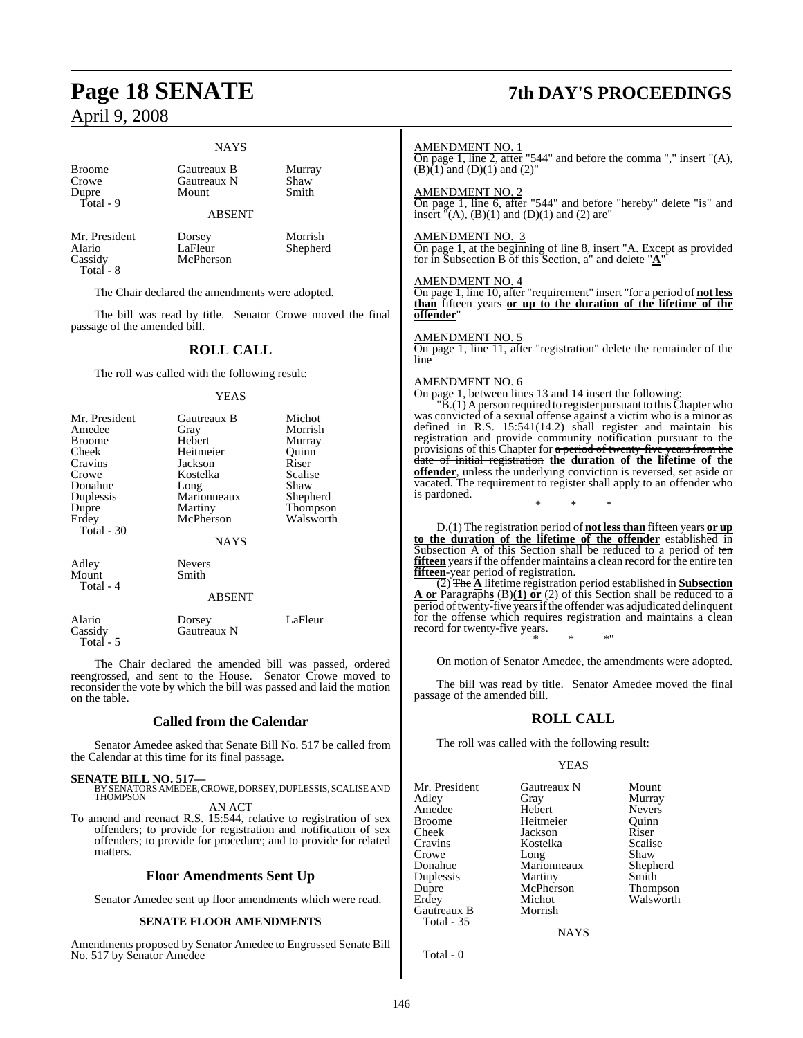### NAYS

| | | |
|---|---|---|
| Broome | Gautreaux B | Murray |
| Crowe | Gautreaux N | Shaw |
| Dupre | Mount | Smith |
| Total - 9 | | |

### ABSENT

| | | |
|---|---|---|
| Mr. President | Dorsey | Morrish |
| Alario | LaFleur | Shepherd |
| Cassidy | McPherson | |
| Total - 8 | | |

The Chair declared the amendments were adopted.

The bill was read by title. Senator Crowe moved the final passage of the amended bill.

## ROLL CALL

The roll was called with the following result:

### YEAS

| | | |
|---|---|---|
| Mr. President | Gautreaux B | Michot |
| Amedee | Gray | Morrish |
| Broome | Hebert | Murray |
| Cheek | Heitmeier | Quinn |
| Cravins | Jackson | Riser |
| Crowe | Kostelka | Scalise |
| Donahue | Long | Shaw |
| Duplessis | Marionneaux | Shepherd |
| Dupre | Martiny | Thompson |
| Erdey | McPherson | Walsworth |
| Total - 30 | | |

### NAYS

| | |
|---|---|
| Adley | Nevers |
| Mount | Smith |
| Total - 4 | |

### ABSENT

| | | |
|---|---|---|
| Alario | Dorsey | LaFleur |
| Cassidy | Gautreaux N | |
| Total - 5 | | |

The Chair declared the amended bill was passed, ordered reengrossed, and sent to the House. Senator Crowe moved to reconsider the vote by which the bill was passed and laid the motion on the table.

## Called from the Calendar

Senator Amedee asked that Senate Bill No. 517 be called from the Calendar at this time for its final passage.

**SENATE BILL NO. 517—**
BY SENATORS AMEDEE, CROWE, DORSEY, DUPLESSIS, SCALISE AND THOMPSON

AN ACT

To amend and reenact R.S. 15:544, relative to registration of sex offenders; to provide for registration and notification of sex offenders; to provide for procedure; and to provide for related matters.

## Floor Amendments Sent Up

Senator Amedee sent up floor amendments which were read.

### SENATE FLOOR AMENDMENTS

Amendments proposed by Senator Amedee to Engrossed Senate Bill No. 517 by Senator Amedee

AMENDMENT NO. 1
On page 1, line 2, after "544" and before the comma "," insert "(A), (B)(1) and (D)(1) and (2)"

AMENDMENT NO. 2
On page 1, line 6, after "544" and before "hereby" delete "is" and insert "(A), (B)(1) and (D)(1) and (2) are"

AMENDMENT NO. 3
On page 1, at the beginning of line 8, insert "A. Except as provided for in Subsection B of this Section, a" and delete "**A**"

AMENDMENT NO. 4
On page 1, line 10, after "requirement" insert "for a period of **not less than** fifteen years **or up to the duration of the lifetime of the offender**"

AMENDMENT NO. 5
On page 1, line 11, after "registration" delete the remainder of the line

AMENDMENT NO. 6
On page 1, between lines 13 and 14 insert the following:

"B.(1) A person required to register pursuant to this Chapter who was convicted of a sexual offense against a victim who is a minor as defined in R.S. 15:541(14.2) shall register and maintain his registration and provide community notification pursuant to the provisions of this Chapter for ~~a period of twenty-five years from the date of initial registration~~ **the duration of the lifetime of the offender**, unless the underlying conviction is reversed, set aside or vacated. The requirement to register shall apply to an offender who is pardoned.

\* \* \*

D.(1) The registration period of **not less than** fifteen years **or up to the duration of the lifetime of the offender** established in Subsection A of this Section shall be reduced to a period of ~~ten~~ **fifteen** years if the offender maintains a clean record for the entire ~~ten~~ **fifteen**-year period of registration.

(2) ~~The~~ **A** lifetime registration period established in **Subsection A or** Paragraph**s** (B)**(1) or** (2) of this Section shall be reduced to a period of twenty-five years if the offender was adjudicated delinquent for the offense which requires registration and maintains a clean record for twenty-five years.

\* \* \*"

On motion of Senator Amedee, the amendments were adopted.

The bill was read by title. Senator Amedee moved the final passage of the amended bill.

## ROLL CALL

The roll was called with the following result:

### YEAS

| | | |
|---|---|---|
| Mr. President | Gautreaux N | Mount |
| Adley | Gray | Murray |
| Amedee | Hebert | Nevers |
| Broome | Heitmeier | Quinn |
| Cheek | Jackson | Riser |
| Cravins | Kostelka | Scalise |
| Crowe | Long | Shaw |
| Donahue | Marionneaux | Shepherd |
| Duplessis | Martiny | Smith |
| Dupre | McPherson | Thompson |
| Erdey | Michot | Walsworth |
| Gautreaux B | Morrish | |
| Total - 35 | | |

### NAYS

Total - 0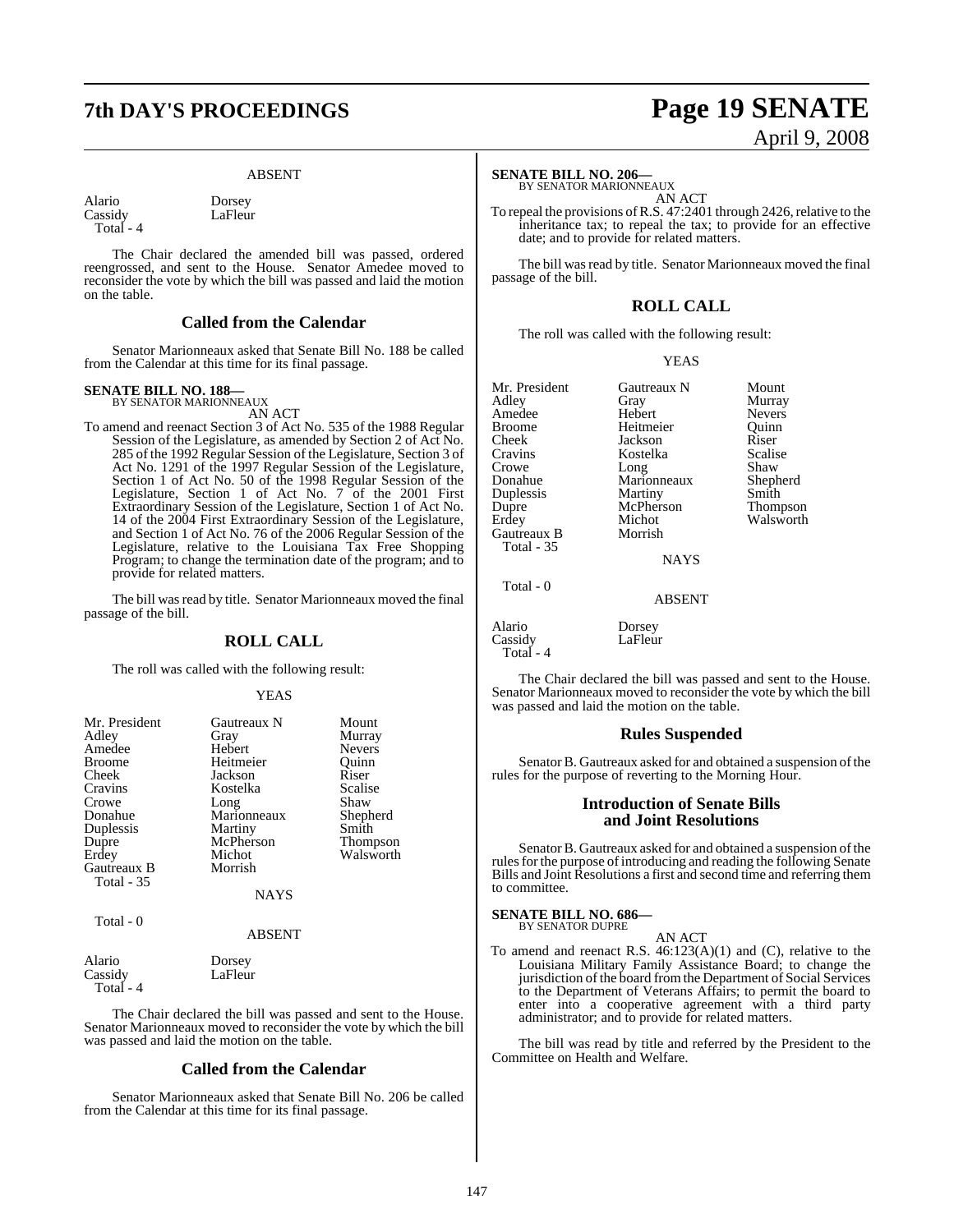ABSENT

| | |
|---|---|
| Alario | Dorsey |
| Cassidy | LaFleur |
| Total - 4 | |

The Chair declared the amended bill was passed, ordered reengrossed, and sent to the House. Senator Amedee moved to reconsider the vote by which the bill was passed and laid the motion on the table.

## Called from the Calendar

Senator Marionneaux asked that Senate Bill No. 188 be called from the Calendar at this time for its final passage.

**SENATE BILL NO. 188—**
BY SENATOR MARIONNEAUX

AN ACT

To amend and reenact Section 3 of Act No. 535 of the 1988 Regular Session of the Legislature, as amended by Section 2 of Act No. 285 of the 1992 Regular Session of the Legislature, Section 3 of Act No. 1291 of the 1997 Regular Session of the Legislature, Section 1 of Act No. 50 of the 1998 Regular Session of the Legislature, Section 1 of Act No. 7 of the 2001 First Extraordinary Session of the Legislature, Section 1 of Act No. 14 of the 2004 First Extraordinary Session of the Legislature, and Section 1 of Act No. 76 of the 2006 Regular Session of the Legislature, relative to the Louisiana Tax Free Shopping Program; to change the termination date of the program; and to provide for related matters.

The bill was read by title. Senator Marionneaux moved the final passage of the bill.

## ROLL CALL

The roll was called with the following result:

YEAS

| | | |
|---|---|---|
| Mr. President | Gautreaux N | Mount |
| Adley | Gray | Murray |
| Amedee | Hebert | Nevers |
| Broome | Heitmeier | Quinn |
| Cheek | Jackson | Riser |
| Cravins | Kostelka | Scalise |
| Crowe | Long | Shaw |
| Donahue | Marionneaux | Shepherd |
| Duplessis | Martiny | Smith |
| Dupre | McPherson | Thompson |
| Erdey | Michot | Walsworth |
| Gautreaux B | Morrish | |
| Total - 35 | | |

NAYS

Total - 0

ABSENT

| | |
|---|---|
| Alario | Dorsey |
| Cassidy | LaFleur |
| Total - 4 | |

The Chair declared the bill was passed and sent to the House. Senator Marionneaux moved to reconsider the vote by which the bill was passed and laid the motion on the table.

## Called from the Calendar

Senator Marionneaux asked that Senate Bill No. 206 be called from the Calendar at this time for its final passage.

**SENATE BILL NO. 206—**
BY SENATOR MARIONNEAUX

AN ACT

To repeal the provisions of R.S. 47:2401 through 2426, relative to the inheritance tax; to repeal the tax; to provide for an effective date; and to provide for related matters.

The bill was read by title. Senator Marionneaux moved the final passage of the bill.

## ROLL CALL

The roll was called with the following result:

YEAS

| | | |
|---|---|---|
| Mr. President | Gautreaux N | Mount |
| Adley | Gray | Murray |
| Amedee | Hebert | Nevers |
| Broome | Heitmeier | Quinn |
| Cheek | Jackson | Riser |
| Cravins | Kostelka | Scalise |
| Crowe | Long | Shaw |
| Donahue | Marionneaux | Shepherd |
| Duplessis | Martiny | Smith |
| Dupre | McPherson | Thompson |
| Erdey | Michot | Walsworth |
| Gautreaux B | Morrish | |
| Total - 35 | | |

NAYS

Total - 0

ABSENT

| | |
|---|---|
| Alario | Dorsey |
| Cassidy | LaFleur |
| Total - 4 | |

The Chair declared the bill was passed and sent to the House. Senator Marionneaux moved to reconsider the vote by which the bill was passed and laid the motion on the table.

## Rules Suspended

Senator B. Gautreaux asked for and obtained a suspension of the rules for the purpose of reverting to the Morning Hour.

## Introduction of Senate Bills and Joint Resolutions

Senator B. Gautreaux asked for and obtained a suspension of the rules for the purpose of introducing and reading the following Senate Bills and Joint Resolutions a first and second time and referring them to committee.

**SENATE BILL NO. 686—**
BY SENATOR DUPRE

AN ACT

To amend and reenact R.S. 46:123(A)(1) and (C), relative to the Louisiana Military Family Assistance Board; to change the jurisdiction of the board from the Department of Social Services to the Department of Veterans Affairs; to permit the board to enter into a cooperative agreement with a third party administrator; and to provide for related matters.

The bill was read by title and referred by the President to the Committee on Health and Welfare.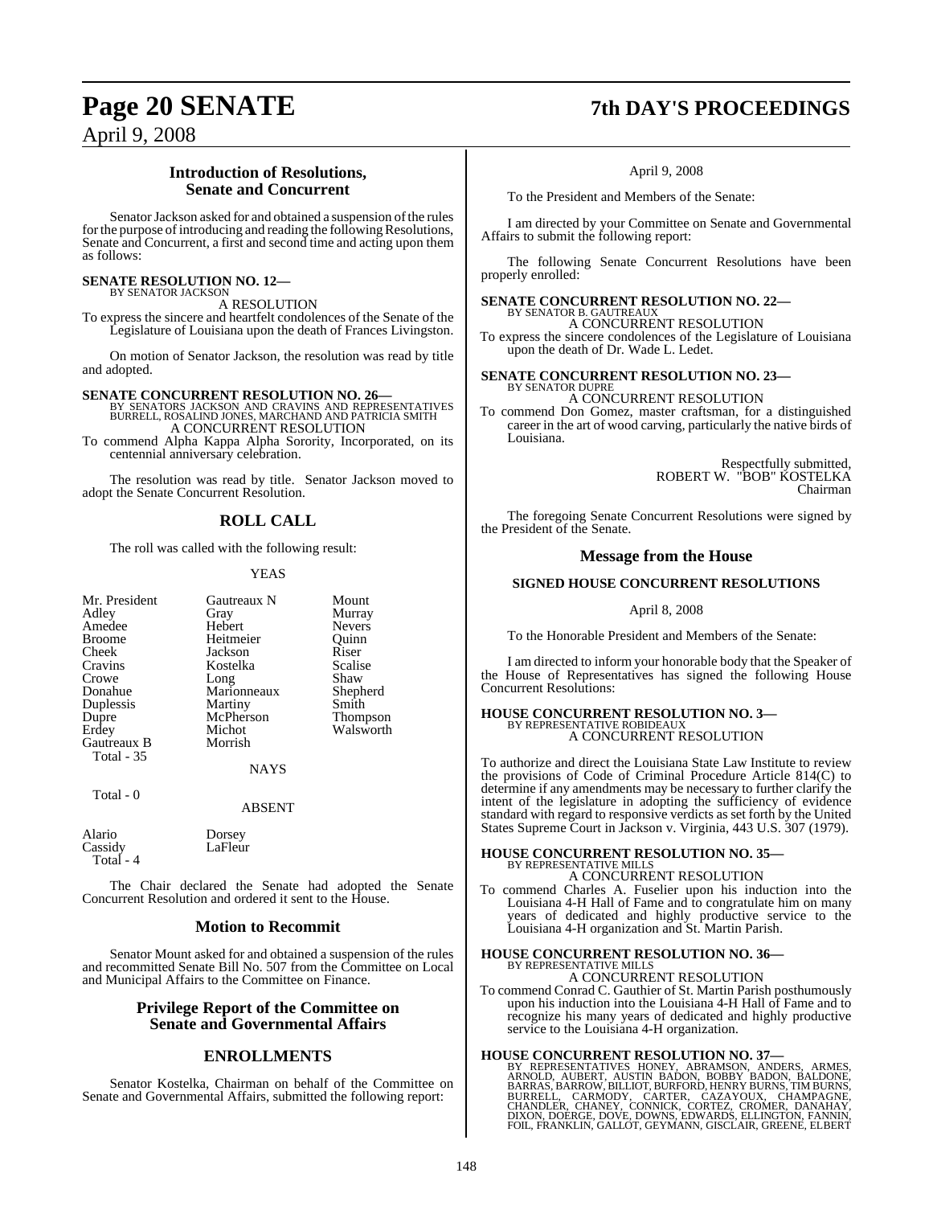## Introduction of Resolutions, Senate and Concurrent

Senator Jackson asked for and obtained a suspension of the rules for the purpose of introducing and reading the following Resolutions, Senate and Concurrent, a first and second time and acting upon them as follows:

**SENATE RESOLUTION NO. 12—**
BY SENATOR JACKSON
A RESOLUTION

To express the sincere and heartfelt condolences of the Senate of the Legislature of Louisiana upon the death of Frances Livingston.

On motion of Senator Jackson, the resolution was read by title and adopted.

**SENATE CONCURRENT RESOLUTION NO. 26—**
BY SENATORS JACKSON AND CRAVINS AND REPRESENTATIVES BURRELL, ROSALIND JONES, MARCHAND AND PATRICIA SMITH
A CONCURRENT RESOLUTION

To commend Alpha Kappa Alpha Sorority, Incorporated, on its centennial anniversary celebration.

The resolution was read by title. Senator Jackson moved to adopt the Senate Concurrent Resolution.

## ROLL CALL

The roll was called with the following result:

YEAS

| | | |
|---|---|---|
| Mr. President | Gautreaux N | Mount |
| Adley | Gray | Murray |
| Amedee | Hebert | Nevers |
| Broome | Heitmeier | Quinn |
| Cheek | Jackson | Riser |
| Cravins | Kostelka | Scalise |
| Crowe | Long | Shaw |
| Donahue | Marionneaux | Shepherd |
| Duplessis | Martiny | Smith |
| Dupre | McPherson | Thompson |
| Erdey | Michot | Walsworth |
| Gautreaux B | Morrish | |
| Total - 35 | | |

NAYS

Total - 0

ABSENT

| | |
|---|---|
| Alario | Dorsey |
| Cassidy | LaFleur |
| Total - 4 | |

The Chair declared the Senate had adopted the Senate Concurrent Resolution and ordered it sent to the House.

## Motion to Recommit

Senator Mount asked for and obtained a suspension of the rules and recommitted Senate Bill No. 507 from the Committee on Local and Municipal Affairs to the Committee on Finance.

## Privilege Report of the Committee on Senate and Governmental Affairs

## ENROLLMENTS

Senator Kostelka, Chairman on behalf of the Committee on Senate and Governmental Affairs, submitted the following report:

April 9, 2008

To the President and Members of the Senate:

I am directed by your Committee on Senate and Governmental Affairs to submit the following report:

The following Senate Concurrent Resolutions have been properly enrolled:

**SENATE CONCURRENT RESOLUTION NO. 22—**
BY SENATOR B. GAUTREAUX
A CONCURRENT RESOLUTION

To express the sincere condolences of the Legislature of Louisiana upon the death of Dr. Wade L. Ledet.

**SENATE CONCURRENT RESOLUTION NO. 23—**
BY SENATOR DUPRE
A CONCURRENT RESOLUTION

To commend Don Gomez, master craftsman, for a distinguished career in the art of wood carving, particularly the native birds of Louisiana.

Respectfully submitted,
ROBERT W. "BOB" KOSTELKA
Chairman

The foregoing Senate Concurrent Resolutions were signed by the President of the Senate.

## Message from the House

### SIGNED HOUSE CONCURRENT RESOLUTIONS

April 8, 2008

To the Honorable President and Members of the Senate:

I am directed to inform your honorable body that the Speaker of the House of Representatives has signed the following House Concurrent Resolutions:

**HOUSE CONCURRENT RESOLUTION NO. 3—**
BY REPRESENTATIVE ROBIDEAUX
A CONCURRENT RESOLUTION

To authorize and direct the Louisiana State Law Institute to review the provisions of Code of Criminal Procedure Article 814(C) to determine if any amendments may be necessary to further clarify the intent of the legislature in adopting the sufficiency of evidence standard with regard to responsive verdicts as set forth by the United States Supreme Court in Jackson v. Virginia, 443 U.S. 307 (1979).

**HOUSE CONCURRENT RESOLUTION NO. 35—**
BY REPRESENTATIVE MILLS
A CONCURRENT RESOLUTION

To commend Charles A. Fuselier upon his induction into the Louisiana 4-H Hall of Fame and to congratulate him on many years of dedicated and highly productive service to the Louisiana 4-H organization and St. Martin Parish.

**HOUSE CONCURRENT RESOLUTION NO. 36—**
BY REPRESENTATIVE MILLS
A CONCURRENT RESOLUTION

To commend Conrad C. Gauthier of St. Martin Parish posthumously upon his induction into the Louisiana 4-H Hall of Fame and to recognize his many years of dedicated and highly productive service to the Louisiana 4-H organization.

**HOUSE CONCURRENT RESOLUTION NO. 37—**
BY REPRESENTATIVES HONEY, ABRAMSON, ANDERS, ARMES, ARNOLD, AUBERT, AUSTIN BADON, BOBBY BADON, BALDONE, BARRAS, BARROW, BILLIOT, BURFORD, HENRY BURNS, TIM BURNS, BURRELL, CARMODY, CARTER, CAZAYOUX, CHAMPAGNE, CHANDLER, CHANEY, CONNICK, CORTEZ, CROMER, DANAHAY, DIXON, DOERGE, DOVE, DOWNS, EDWARDS, ELLINGTON, FANNIN, FOIL, FRANKLIN, GALLOT, GEYMANN, GISCLAIR, GREENE, ELBERT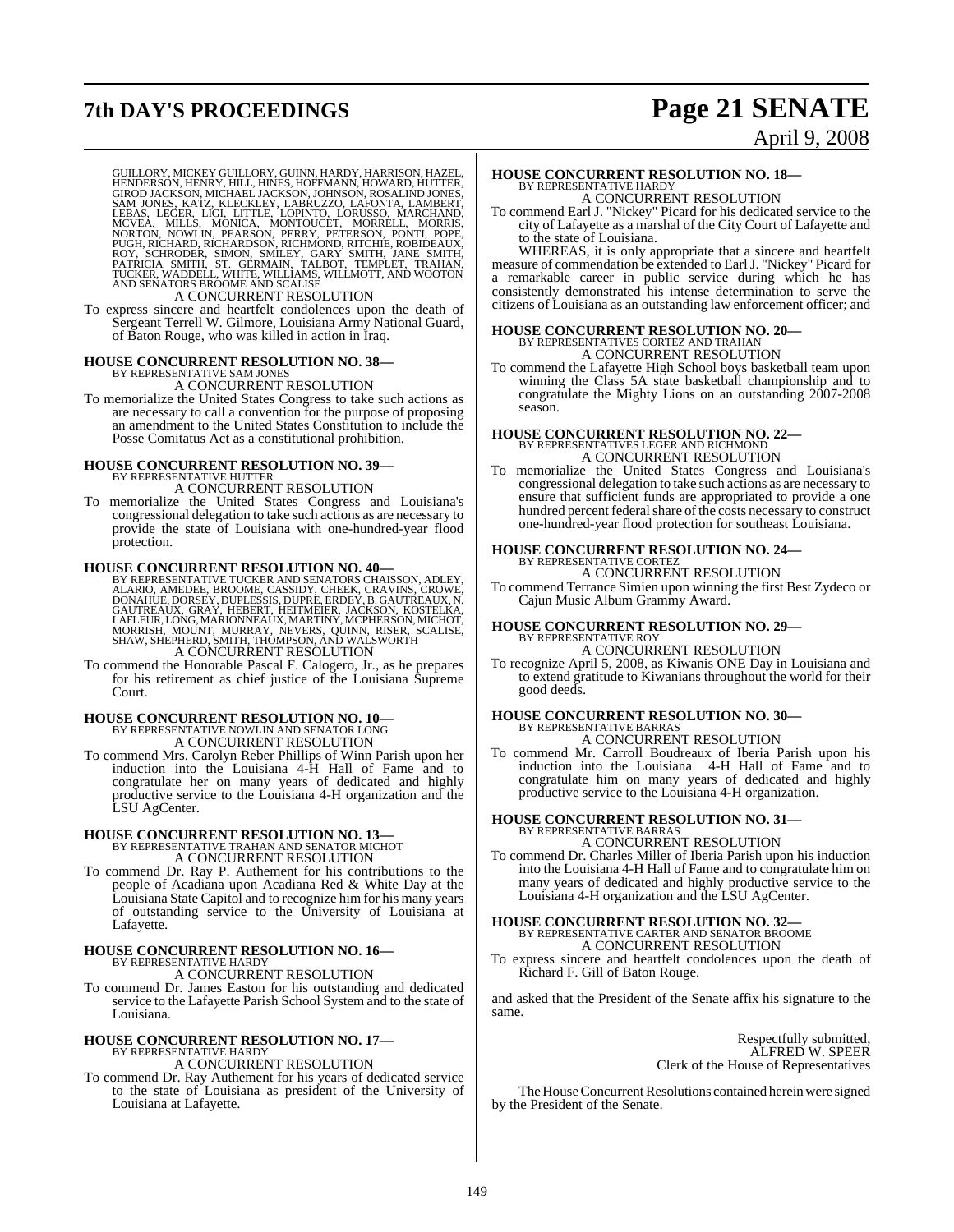GUILLORY, MICKEY GUILLORY, GUINN, HARDY, HARRISON, HAZEL, HENDERSON, HENRY, HILL, HINES, HOFFMANN, HOWARD, HUTTER, GIROD JACKSON, MICHAEL JACKSON, JOHNSON, ROSALIND JONES, SAM JONES, KATZ, KLECKLEY, LABRUZZO, LAFONTA, LAMBERT, LEBAS, LEGER, LIGI, LITTLE, LOPINTO, LORUSSO, MARCHAND, MCVEA, MILLS, MONICA, MONTOUCET, MORRELL, MORRIS, NORTON, NOWLIN, PEARSON, PERRY, PETERSON, PONTI, POPE, PUGH, RICHARD, RICHARDSON, RICHMOND, RITCHIE, ROBIDEAUX, ROY, SCHRODER, SIMON, SMILEY, GARY SMITH, JANE SMITH, PATRICIA SMITH, ST. GERMAIN, TALBOT, TEMPLET, TRAHAN, TUCKER, WADDELL, WHITE, WILLIAMS, WILLMOTT, AND WOOTON AND SENATORS BROOME AND SCALISE

A CONCURRENT RESOLUTION

To express sincere and heartfelt condolences upon the death of Sergeant Terrell W. Gilmore, Louisiana Army National Guard, of Baton Rouge, who was killed in action in Iraq.

**HOUSE CONCURRENT RESOLUTION NO. 38—**
BY REPRESENTATIVE SAM JONES

A CONCURRENT RESOLUTION

To memorialize the United States Congress to take such actions as are necessary to call a convention for the purpose of proposing an amendment to the United States Constitution to include the Posse Comitatus Act as a constitutional prohibition.

**HOUSE CONCURRENT RESOLUTION NO. 39—**
BY REPRESENTATIVE HUTTER

A CONCURRENT RESOLUTION

To memorialize the United States Congress and Louisiana's congressional delegation to take such actions as are necessary to provide the state of Louisiana with one-hundred-year flood protection.

**HOUSE CONCURRENT RESOLUTION NO. 40—**
BY REPRESENTATIVE TUCKER AND SENATORS CHAISSON, ADLEY, ALARIO, AMEDEE, BROOME, CASSIDY, CHEEK, CRAVINS, CROWE, DONAHUE, DORSEY, DUPLESSIS, DUPRE, ERDEY, B. GAUTREAUX, N. GAUTREAUX, GRAY, HEBERT, HEITMEIER, JACKSON, KOSTELKA, LAFLEUR, LONG, MARIONNEAUX, MARTINY, MCPHERSON, MICHOT, MORRISH, MOUNT, MURRAY, NEVERS, QUINN, RISER, SCALISE, SHAW, SHEPHERD, SMITH, THOMPSON, AND WALSWORTH

A CONCURRENT RESOLUTION

To commend the Honorable Pascal F. Calogero, Jr., as he prepares for his retirement as chief justice of the Louisiana Supreme Court.

**HOUSE CONCURRENT RESOLUTION NO. 10—**
BY REPRESENTATIVE NOWLIN AND SENATOR LONG

A CONCURRENT RESOLUTION

To commend Mrs. Carolyn Reber Phillips of Winn Parish upon her induction into the Louisiana 4-H Hall of Fame and to congratulate her on many years of dedicated and highly productive service to the Louisiana 4-H organization and the LSU AgCenter.

**HOUSE CONCURRENT RESOLUTION NO. 13—**
BY REPRESENTATIVE TRAHAN AND SENATOR MICHOT

A CONCURRENT RESOLUTION

To commend Dr. Ray P. Authement for his contributions to the people of Acadiana upon Acadiana Red & White Day at the Louisiana State Capitol and to recognize him for his many years of outstanding service to the University of Louisiana at Lafayette.

**HOUSE CONCURRENT RESOLUTION NO. 16—**
BY REPRESENTATIVE HARDY

A CONCURRENT RESOLUTION

To commend Dr. James Easton for his outstanding and dedicated service to the Lafayette Parish School System and to the state of Louisiana.

**HOUSE CONCURRENT RESOLUTION NO. 17—**
BY REPRESENTATIVE HARDY

A CONCURRENT RESOLUTION

To commend Dr. Ray Authement for his years of dedicated service to the state of Louisiana as president of the University of Louisiana at Lafayette.

**HOUSE CONCURRENT RESOLUTION NO. 18—**
BY REPRESENTATIVE HARDY

A CONCURRENT RESOLUTION

To commend Earl J. "Nickey" Picard for his dedicated service to the city of Lafayette as a marshal of the City Court of Lafayette and to the state of Louisiana.

WHEREAS, it is only appropriate that a sincere and heartfelt measure of commendation be extended to Earl J. "Nickey" Picard for a remarkable career in public service during which he has consistently demonstrated his intense determination to serve the citizens of Louisiana as an outstanding law enforcement officer; and

**HOUSE CONCURRENT RESOLUTION NO. 20—**
BY REPRESENTATIVES CORTEZ AND TRAHAN

A CONCURRENT RESOLUTION

To commend the Lafayette High School boys basketball team upon winning the Class 5A state basketball championship and to congratulate the Mighty Lions on an outstanding 2007-2008 season.

**HOUSE CONCURRENT RESOLUTION NO. 22—**
BY REPRESENTATIVES LEGER AND RICHMOND

A CONCURRENT RESOLUTION

To memorialize the United States Congress and Louisiana's congressional delegation to take such actions as are necessary to ensure that sufficient funds are appropriated to provide a one hundred percent federal share of the costs necessary to construct one-hundred-year flood protection for southeast Louisiana.

**HOUSE CONCURRENT RESOLUTION NO. 24—**
BY REPRESENTATIVE CORTEZ

A CONCURRENT RESOLUTION

To commend Terrance Simien upon winning the first Best Zydeco or Cajun Music Album Grammy Award.

**HOUSE CONCURRENT RESOLUTION NO. 29—**
BY REPRESENTATIVE ROY

A CONCURRENT RESOLUTION

To recognize April 5, 2008, as Kiwanis ONE Day in Louisiana and to extend gratitude to Kiwanians throughout the world for their good deeds.

**HOUSE CONCURRENT RESOLUTION NO. 30—**
BY REPRESENTATIVE BARRAS

A CONCURRENT RESOLUTION

To commend Mr. Carroll Boudreaux of Iberia Parish upon his induction into the Louisiana 4-H Hall of Fame and to congratulate him on many years of dedicated and highly productive service to the Louisiana 4-H organization.

**HOUSE CONCURRENT RESOLUTION NO. 31—**
BY REPRESENTATIVE BARRAS

A CONCURRENT RESOLUTION

To commend Dr. Charles Miller of Iberia Parish upon his induction into the Louisiana 4-H Hall of Fame and to congratulate him on many years of dedicated and highly productive service to the Louisiana 4-H organization and the LSU AgCenter.

**HOUSE CONCURRENT RESOLUTION NO. 32—**
BY REPRESENTATIVE CARTER AND SENATOR BROOME

A CONCURRENT RESOLUTION

To express sincere and heartfelt condolences upon the death of Richard F. Gill of Baton Rouge.

and asked that the President of the Senate affix his signature to the same.

Respectfully submitted,
ALFRED W. SPEER
Clerk of the House of Representatives

The House Concurrent Resolutions contained herein were signed by the President of the Senate.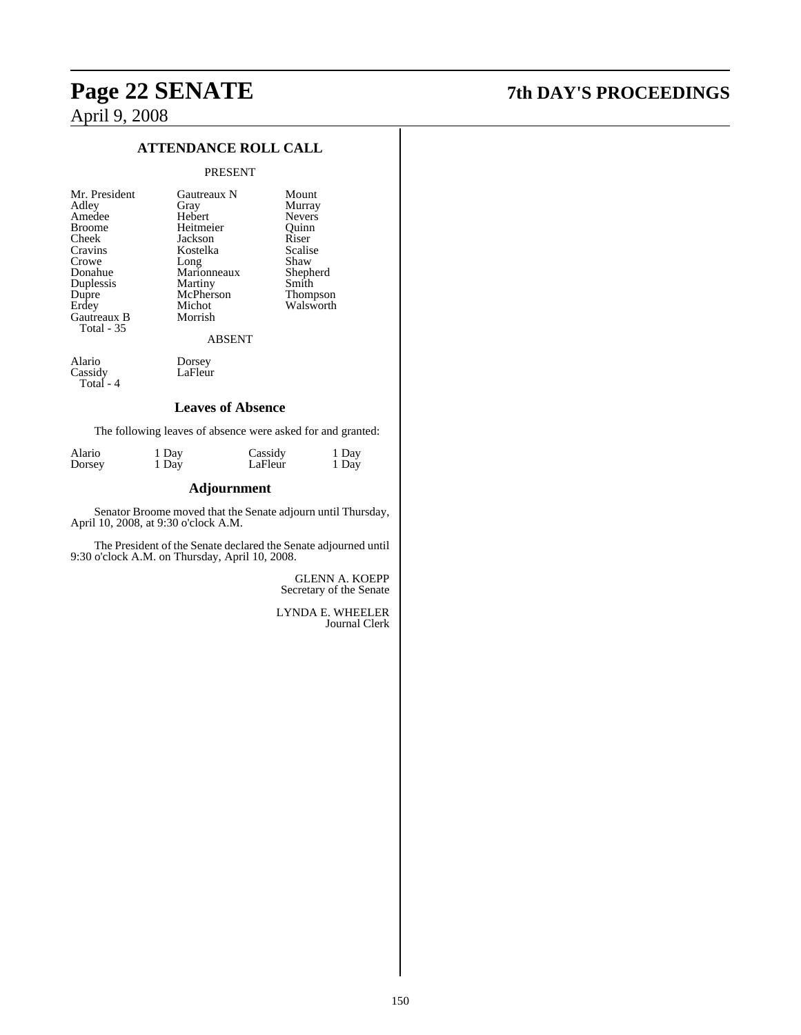## ATTENDANCE ROLL CALL

PRESENT

| | | |
|---|---|---|
| Mr. President | Gautreaux N | Mount |
| Adley | Gray | Murray |
| Amedee | Hebert | Nevers |
| Broome | Heitmeier | Quinn |
| Cheek | Jackson | Riser |
| Cravins | Kostelka | Scalise |
| Crowe | Long | Shaw |
| Donahue | Marionneaux | Shepherd |
| Duplessis | Martiny | Smith |
| Dupre | McPherson | Thompson |
| Erdey | Michot | Walsworth |
| Gautreaux B | Morrish | |

Total - 35

ABSENT

| | |
|---|---|
| Alario | Dorsey |
| Cassidy | LaFleur |

Total - 4

## Leaves of Absence

The following leaves of absence were asked for and granted:

| | | | |
|---|---|---|---|
| Alario | 1 Day | Cassidy | 1 Day |
| Dorsey | 1 Day | LaFleur | 1 Day |

## Adjournment

Senator Broome moved that the Senate adjourn until Thursday, April 10, 2008, at 9:30 o'clock A.M.

The President of the Senate declared the Senate adjourned until 9:30 o'clock A.M. on Thursday, April 10, 2008.

GLENN A. KOEPP
Secretary of the Senate

LYNDA E. WHEELER
Journal Clerk